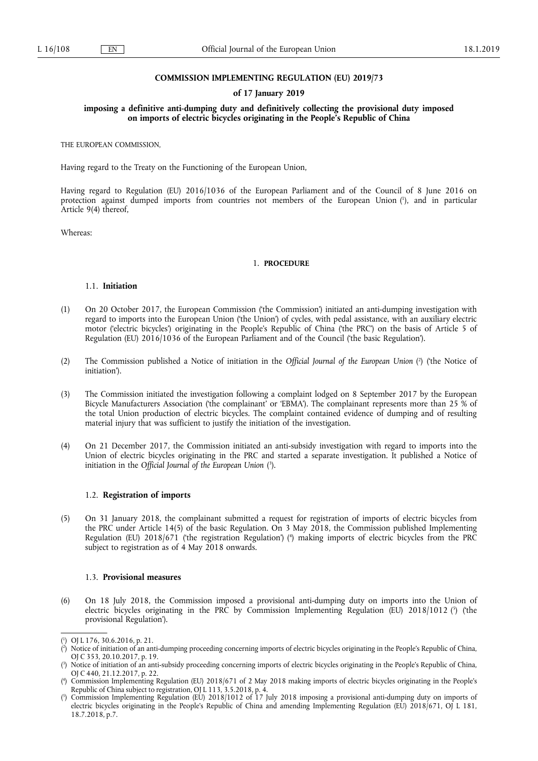**COMMISSION IMPLEMENTING REGULATION (EU) 2019/73**

**of 17 January 2019**

**imposing a definitive anti-dumping duty and definitively collecting the provisional duty imposed on imports of electric bicycles originating in the People's Republic of China**

THE EUROPEAN COMMISSION,

Having regard to the Treaty on the Functioning of the European Union,

Having regard to Regulation (EU) 2016/1036 of the European Parliament and of the Council of 8 June 2016 on protection against dumped imports from countries not members of the European Union [1], and in particular Article 9(4) thereof,

Whereas:

## 1. PROCEDURE

### 1.1. Initiation

(1) On 20 October 2017, the European Commission ('the Commission') initiated an anti-dumping investigation with regard to imports into the European Union ('the Union') of cycles, with pedal assistance, with an auxiliary electric motor ('electric bicycles') originating in the People's Republic of China ('the PRC') on the basis of Article 5 of Regulation (EU) 2016/1036 of the European Parliament and of the Council ('the basic Regulation').

(2) The Commission published a Notice of initiation in the *Official Journal of the European Union* [2] ('the Notice of initiation').

(3) The Commission initiated the investigation following a complaint lodged on 8 September 2017 by the European Bicycle Manufacturers Association ('the complainant' or 'EBMA'). The complainant represents more than 25 % of the total Union production of electric bicycles. The complaint contained evidence of dumping and of resulting material injury that was sufficient to justify the initiation of the investigation.

(4) On 21 December 2017, the Commission initiated an anti-subsidy investigation with regard to imports into the Union of electric bicycles originating in the PRC and started a separate investigation. It published a Notice of initiation in the *Official Journal of the European Union* [3].

### 1.2. Registration of imports

(5) On 31 January 2018, the complainant submitted a request for registration of imports of electric bicycles from the PRC under Article 14(5) of the basic Regulation. On 3 May 2018, the Commission published Implementing Regulation (EU) 2018/671 ('the registration Regulation') [4] making imports of electric bicycles from the PRC subject to registration as of 4 May 2018 onwards.

### 1.3. Provisional measures

(6) On 18 July 2018, the Commission imposed a provisional anti-dumping duty on imports into the Union of electric bicycles originating in the PRC by Commission Implementing Regulation (EU) 2018/1012 [5] ('the provisional Regulation').

---

[1] OJ L 176, 30.6.2016, p. 21.

[2] Notice of initiation of an anti-dumping proceeding concerning imports of electric bicycles originating in the People's Republic of China, OJ C 353, 20.10.2017, p. 19.

[3] Notice of initiation of an anti-subsidy proceeding concerning imports of electric bicycles originating in the People's Republic of China, OJ C 440, 21.12.2017, p. 22.

[4] Commission Implementing Regulation (EU) 2018/671 of 2 May 2018 making imports of electric bicycles originating in the People's Republic of China subject to registration, OJ L 113, 3.5.2018, p. 4.

[5] Commission Implementing Regulation (EU) 2018/1012 of 17 July 2018 imposing a provisional anti-dumping duty on imports of electric bicycles originating in the People's Republic of China and amending Implementing Regulation (EU) 2018/671, OJ L 181, 18.7.2018, p.7.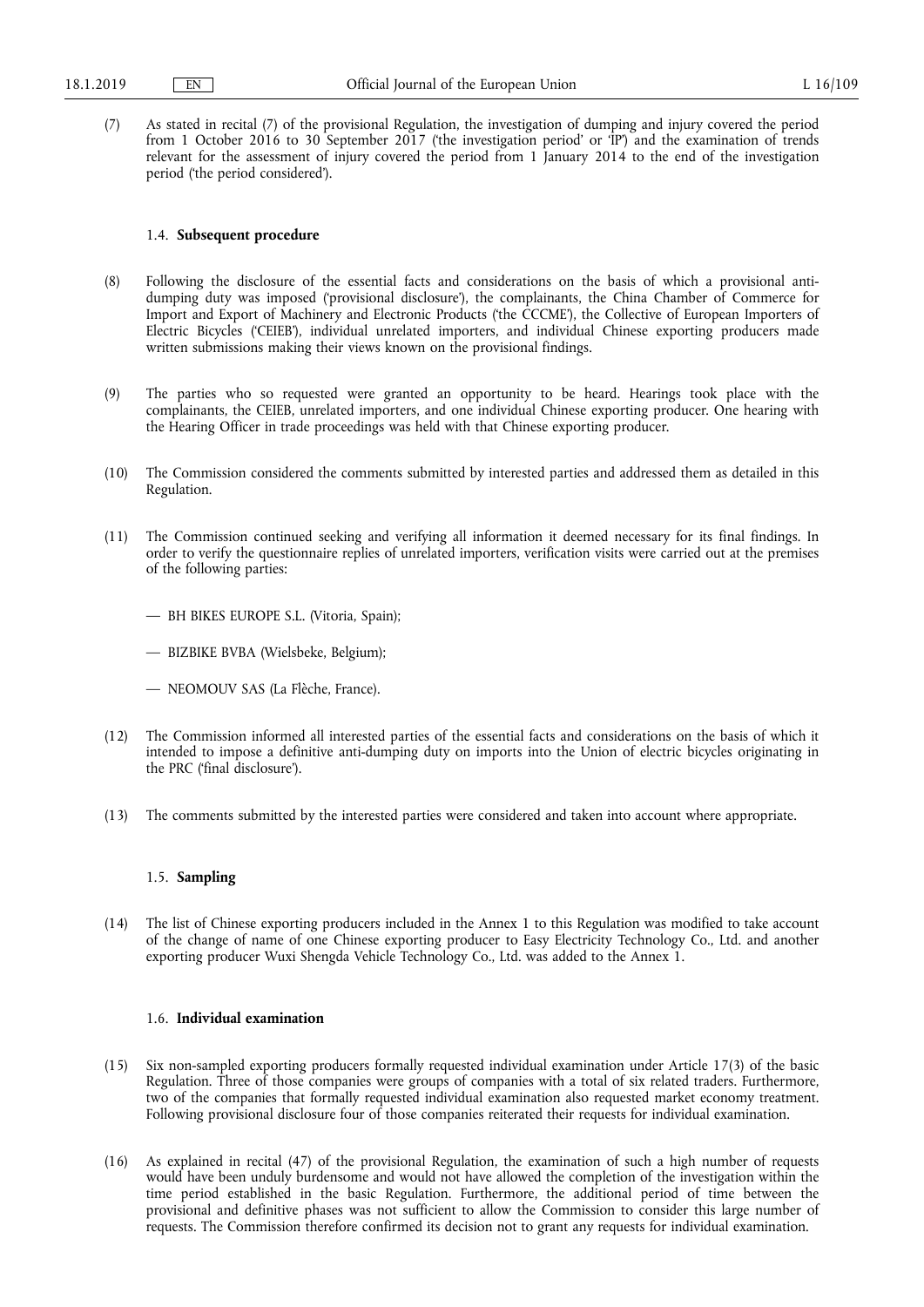(7) As stated in recital (7) of the provisional Regulation, the investigation of dumping and injury covered the period from 1 October 2016 to 30 September 2017 ('the investigation period' or 'IP') and the examination of trends relevant for the assessment of injury covered the period from 1 January 2014 to the end of the investigation period ('the period considered').

### 1.4. **Subsequent procedure**

(8) Following the disclosure of the essential facts and considerations on the basis of which a provisional anti-dumping duty was imposed ('provisional disclosure'), the complainants, the China Chamber of Commerce for Import and Export of Machinery and Electronic Products ('the CCCME'), the Collective of European Importers of Electric Bicycles ('CEIEB'), individual unrelated importers, and individual Chinese exporting producers made written submissions making their views known on the provisional findings.

(9) The parties who so requested were granted an opportunity to be heard. Hearings took place with the complainants, the CEIEB, unrelated importers, and one individual Chinese exporting producer. One hearing with the Hearing Officer in trade proceedings was held with that Chinese exporting producer.

(10) The Commission considered the comments submitted by interested parties and addressed them as detailed in this Regulation.

(11) The Commission continued seeking and verifying all information it deemed necessary for its final findings. In order to verify the questionnaire replies of unrelated importers, verification visits were carried out at the premises of the following parties:

— BH BIKES EUROPE S.L. (Vitoria, Spain);

— BIZBIKE BVBA (Wielsbeke, Belgium);

— NEOMOUV SAS (La Flèche, France).

(12) The Commission informed all interested parties of the essential facts and considerations on the basis of which it intended to impose a definitive anti-dumping duty on imports into the Union of electric bicycles originating in the PRC ('final disclosure').

(13) The comments submitted by the interested parties were considered and taken into account where appropriate.

### 1.5. **Sampling**

(14) The list of Chinese exporting producers included in the Annex 1 to this Regulation was modified to take account of the change of name of one Chinese exporting producer to Easy Electricity Technology Co., Ltd. and another exporting producer Wuxi Shengda Vehicle Technology Co., Ltd. was added to the Annex 1.

### 1.6. **Individual examination**

(15) Six non-sampled exporting producers formally requested individual examination under Article 17(3) of the basic Regulation. Three of those companies were groups of companies with a total of six related traders. Furthermore, two of the companies that formally requested individual examination also requested market economy treatment. Following provisional disclosure four of those companies reiterated their requests for individual examination.

(16) As explained in recital (47) of the provisional Regulation, the examination of such a high number of requests would have been unduly burdensome and would not have allowed the completion of the investigation within the time period established in the basic Regulation. Furthermore, the additional period of time between the provisional and definitive phases was not sufficient to allow the Commission to consider this large number of requests. The Commission therefore confirmed its decision not to grant any requests for individual examination.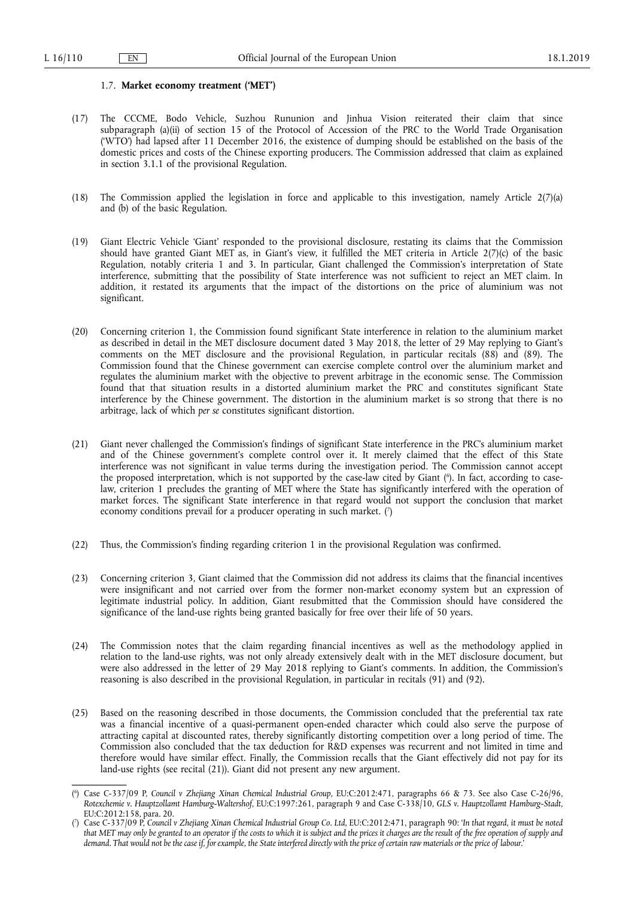### 1.7. **Market economy treatment ('MET')**

(17) The CCCME, Bodo Vehicle, Suzhou Rununion and Jinhua Vision reiterated their claim that since subparagraph (a)(ii) of section 15 of the Protocol of Accession of the PRC to the World Trade Organisation ('WTO') had lapsed after 11 December 2016, the existence of dumping should be established on the basis of the domestic prices and costs of the Chinese exporting producers. The Commission addressed that claim as explained in section 3.1.1 of the provisional Regulation.

(18) The Commission applied the legislation in force and applicable to this investigation, namely Article 2(7)(a) and (b) of the basic Regulation.

(19) Giant Electric Vehicle 'Giant' responded to the provisional disclosure, restating its claims that the Commission should have granted Giant MET as, in Giant's view, it fulfilled the MET criteria in Article 2(7)(c) of the basic Regulation, notably criteria 1 and 3. In particular, Giant challenged the Commission's interpretation of State interference, submitting that the possibility of State interference was not sufficient to reject an MET claim. In addition, it restated its arguments that the impact of the distortions on the price of aluminium was not significant.

(20) Concerning criterion 1, the Commission found significant State interference in relation to the aluminium market as described in detail in the MET disclosure document dated 3 May 2018, the letter of 29 May replying to Giant's comments on the MET disclosure and the provisional Regulation, in particular recitals (88) and (89). The Commission found that the Chinese government can exercise complete control over the aluminium market and regulates the aluminium market with the objective to prevent arbitrage in the economic sense. The Commission found that that situation results in a distorted aluminium market the PRC and constitutes significant State interference by the Chinese government. The distortion in the aluminium market is so strong that there is no arbitrage, lack of which *per se* constitutes significant distortion.

(21) Giant never challenged the Commission's findings of significant State interference in the PRC's aluminium market and of the Chinese government's complete control over it. It merely claimed that the effect of this State interference was not significant in value terms during the investigation period. The Commission cannot accept the proposed interpretation, which is not supported by the case-law cited by Giant [6]. In fact, according to case-law, criterion 1 precludes the granting of MET where the State has significantly interfered with the operation of market forces. The significant State interference in that regard would not support the conclusion that market economy conditions prevail for a producer operating in such market. [7]

(22) Thus, the Commission's finding regarding criterion 1 in the provisional Regulation was confirmed.

(23) Concerning criterion 3, Giant claimed that the Commission did not address its claims that the financial incentives were insignificant and not carried over from the former non-market economy system but an expression of legitimate industrial policy. In addition, Giant resubmitted that the Commission should have considered the significance of the land-use rights being granted basically for free over their life of 50 years.

(24) The Commission notes that the claim regarding financial incentives as well as the methodology applied in relation to the land-use rights, was not only already extensively dealt with in the MET disclosure document, but were also addressed in the letter of 29 May 2018 replying to Giant's comments. In addition, the Commission's reasoning is also described in the provisional Regulation, in particular in recitals (91) and (92).

(25) Based on the reasoning described in those documents, the Commission concluded that the preferential tax rate was a financial incentive of a quasi-permanent open-ended character which could also serve the purpose of attracting capital at discounted rates, thereby significantly distorting competition over a long period of time. The Commission also concluded that the tax deduction for R&D expenses was recurrent and not limited in time and therefore would have similar effect. Finally, the Commission recalls that the Giant effectively did not pay for its land-use rights (see recital (21)). Giant did not present any new argument.

---

[6] Case C-337/09 P, *Council v Zhejiang Xinan Chemical Industrial Group*, EU:C:2012:471, paragraphs 66 & 73. See also Case C-26/96, *Rotexchemie v. Hauptzollamt Hamburg-Waltershof*, EU:C:1997:261, paragraph 9 and Case C-338/10, *GLS v. Hauptzollamt Hamburg-Stadt*, EU:C:2012:158, para. 20.

[7] Case C-337/09 P, *Council v Zhejiang Xinan Chemical Industrial Group Co. Ltd*, EU:C:2012:471, paragraph 90: *'In that regard, it must be noted that MET may only be granted to an operator if the costs to which it is subject and the prices it charges are the result of the free operation of supply and demand. That would not be the case if, for example, the State interfered directly with the price of certain raw materials or the price of labour.'*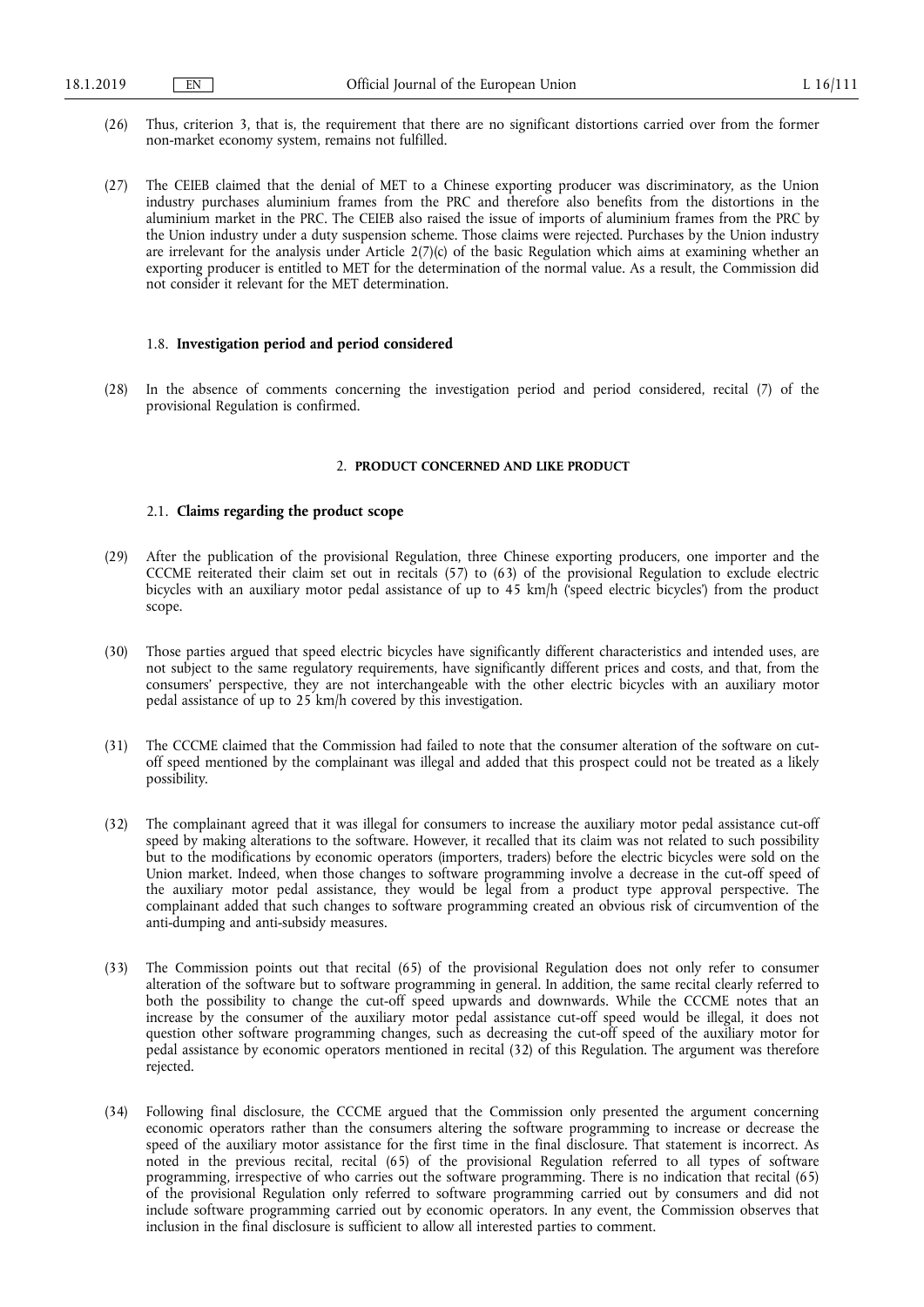(26) Thus, criterion 3, that is, the requirement that there are no significant distortions carried over from the former non-market economy system, remains not fulfilled.

(27) The CEIEB claimed that the denial of MET to a Chinese exporting producer was discriminatory, as the Union industry purchases aluminium frames from the PRC and therefore also benefits from the distortions in the aluminium market in the PRC. The CEIEB also raised the issue of imports of aluminium frames from the PRC by the Union industry under a duty suspension scheme. Those claims were rejected. Purchases by the Union industry are irrelevant for the analysis under Article 2(7)(c) of the basic Regulation which aims at examining whether an exporting producer is entitled to MET for the determination of the normal value. As a result, the Commission did not consider it relevant for the MET determination.

### 1.8. **Investigation period and period considered**

(28) In the absence of comments concerning the investigation period and period considered, recital (7) of the provisional Regulation is confirmed.

## 2. **PRODUCT CONCERNED AND LIKE PRODUCT**

### 2.1. **Claims regarding the product scope**

(29) After the publication of the provisional Regulation, three Chinese exporting producers, one importer and the CCCME reiterated their claim set out in recitals (57) to (63) of the provisional Regulation to exclude electric bicycles with an auxiliary motor pedal assistance of up to 45 km/h ('speed electric bicycles') from the product scope.

(30) Those parties argued that speed electric bicycles have significantly different characteristics and intended uses, are not subject to the same regulatory requirements, have significantly different prices and costs, and that, from the consumers' perspective, they are not interchangeable with the other electric bicycles with an auxiliary motor pedal assistance of up to 25 km/h covered by this investigation.

(31) The CCCME claimed that the Commission had failed to note that the consumer alteration of the software on cut-off speed mentioned by the complainant was illegal and added that this prospect could not be treated as a likely possibility.

(32) The complainant agreed that it was illegal for consumers to increase the auxiliary motor pedal assistance cut-off speed by making alterations to the software. However, it recalled that its claim was not related to such possibility but to the modifications by economic operators (importers, traders) before the electric bicycles were sold on the Union market. Indeed, when those changes to software programming involve a decrease in the cut-off speed of the auxiliary motor pedal assistance, they would be legal from a product type approval perspective. The complainant added that such changes to software programming created an obvious risk of circumvention of the anti-dumping and anti-subsidy measures.

(33) The Commission points out that recital (65) of the provisional Regulation does not only refer to consumer alteration of the software but to software programming in general. In addition, the same recital clearly referred to both the possibility to change the cut-off speed upwards and downwards. While the CCCME notes that an increase by the consumer of the auxiliary motor pedal assistance cut-off speed would be illegal, it does not question other software programming changes, such as decreasing the cut-off speed of the auxiliary motor for pedal assistance by economic operators mentioned in recital (32) of this Regulation. The argument was therefore rejected.

(34) Following final disclosure, the CCCME argued that the Commission only presented the argument concerning economic operators rather than the consumers altering the software programming to increase or decrease the speed of the auxiliary motor assistance for the first time in the final disclosure. That statement is incorrect. As noted in the previous recital, recital (65) of the provisional Regulation referred to all types of software programming, irrespective of who carries out the software programming. There is no indication that recital (65) of the provisional Regulation only referred to software programming carried out by consumers and did not include software programming carried out by economic operators. In any event, the Commission observes that inclusion in the final disclosure is sufficient to allow all interested parties to comment.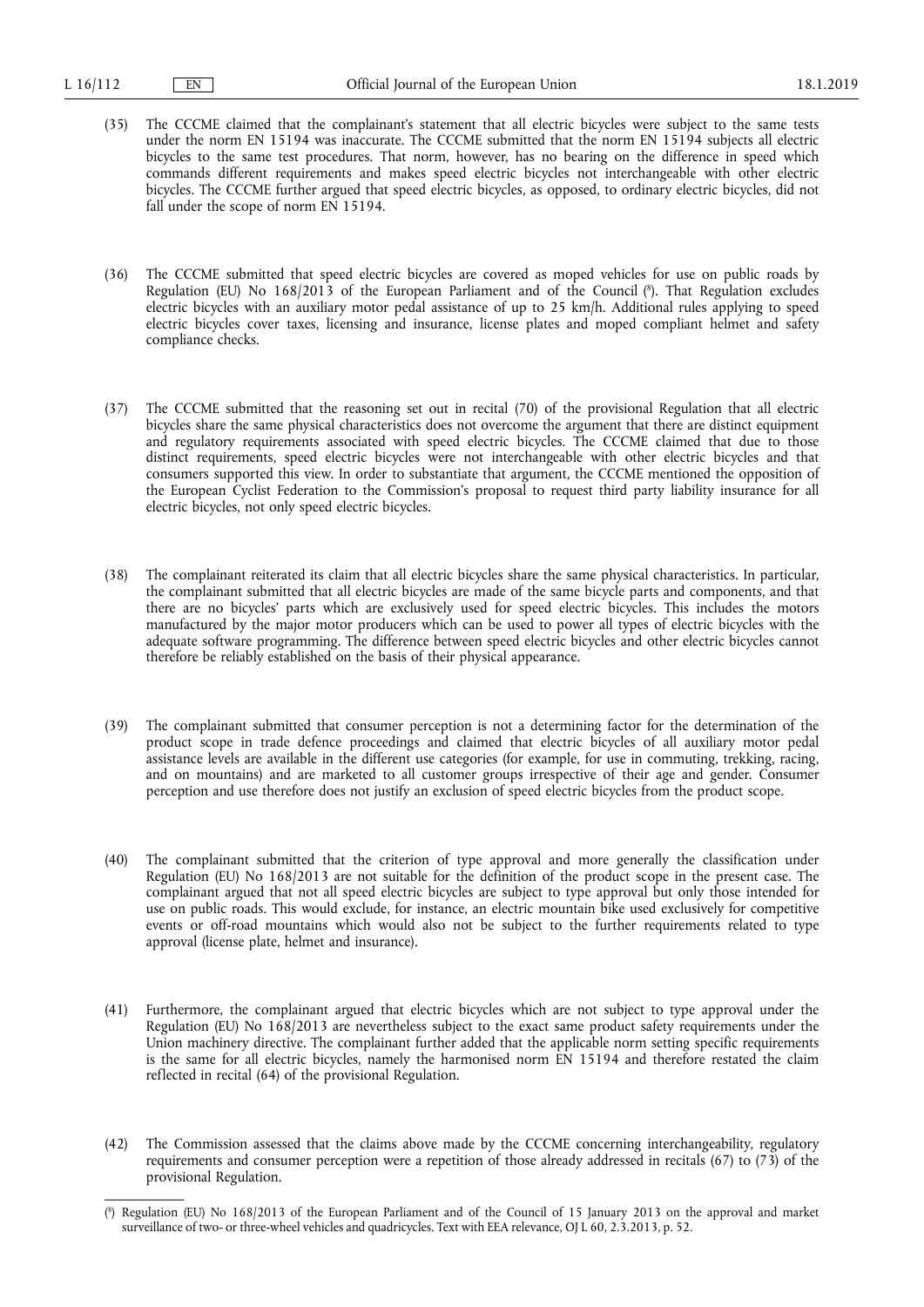(35) The CCCME claimed that the complainant's statement that all electric bicycles were subject to the same tests under the norm EN 15194 was inaccurate. The CCCME submitted that the norm EN 15194 subjects all electric bicycles to the same test procedures. That norm, however, has no bearing on the difference in speed which commands different requirements and makes speed electric bicycles not interchangeable with other electric bicycles. The CCCME further argued that speed electric bicycles, as opposed, to ordinary electric bicycles, did not fall under the scope of norm EN 15194.

(36) The CCCME submitted that speed electric bicycles are covered as moped vehicles for use on public roads by Regulation (EU) No 168/2013 of the European Parliament and of the Council ([8]). That Regulation excludes electric bicycles with an auxiliary motor pedal assistance of up to 25 km/h. Additional rules applying to speed electric bicycles cover taxes, licensing and insurance, license plates and moped compliant helmet and safety compliance checks.

(37) The CCCME submitted that the reasoning set out in recital (70) of the provisional Regulation that all electric bicycles share the same physical characteristics does not overcome the argument that there are distinct equipment and regulatory requirements associated with speed electric bicycles. The CCCME claimed that due to those distinct requirements, speed electric bicycles were not interchangeable with other electric bicycles and that consumers supported this view. In order to substantiate that argument, the CCCME mentioned the opposition of the European Cyclist Federation to the Commission's proposal to request third party liability insurance for all electric bicycles, not only speed electric bicycles.

(38) The complainant reiterated its claim that all electric bicycles share the same physical characteristics. In particular, the complainant submitted that all electric bicycles are made of the same bicycle parts and components, and that there are no bicycles' parts which are exclusively used for speed electric bicycles. This includes the motors manufactured by the major motor producers which can be used to power all types of electric bicycles with the adequate software programming. The difference between speed electric bicycles and other electric bicycles cannot therefore be reliably established on the basis of their physical appearance.

(39) The complainant submitted that consumer perception is not a determining factor for the determination of the product scope in trade defence proceedings and claimed that electric bicycles of all auxiliary motor pedal assistance levels are available in the different use categories (for example, for use in commuting, trekking, racing, and on mountains) and are marketed to all customer groups irrespective of their age and gender. Consumer perception and use therefore does not justify an exclusion of speed electric bicycles from the product scope.

(40) The complainant submitted that the criterion of type approval and more generally the classification under Regulation (EU) No 168/2013 are not suitable for the definition of the product scope in the present case. The complainant argued that not all speed electric bicycles are subject to type approval but only those intended for use on public roads. This would exclude, for instance, an electric mountain bike used exclusively for competitive events or off-road mountains which would also not be subject to the further requirements related to type approval (license plate, helmet and insurance).

(41) Furthermore, the complainant argued that electric bicycles which are not subject to type approval under the Regulation (EU) No 168/2013 are nevertheless subject to the exact same product safety requirements under the Union machinery directive. The complainant further added that the applicable norm setting specific requirements is the same for all electric bicycles, namely the harmonised norm EN 15194 and therefore restated the claim reflected in recital (64) of the provisional Regulation.

(42) The Commission assessed that the claims above made by the CCCME concerning interchangeability, regulatory requirements and consumer perception were a repetition of those already addressed in recitals (67) to (73) of the provisional Regulation.

---

([8]) Regulation (EU) No 168/2013 of the European Parliament and of the Council of 15 January 2013 on the approval and market surveillance of two- or three-wheel vehicles and quadricycles. Text with EEA relevance, OJ L 60, 2.3.2013, p. 52.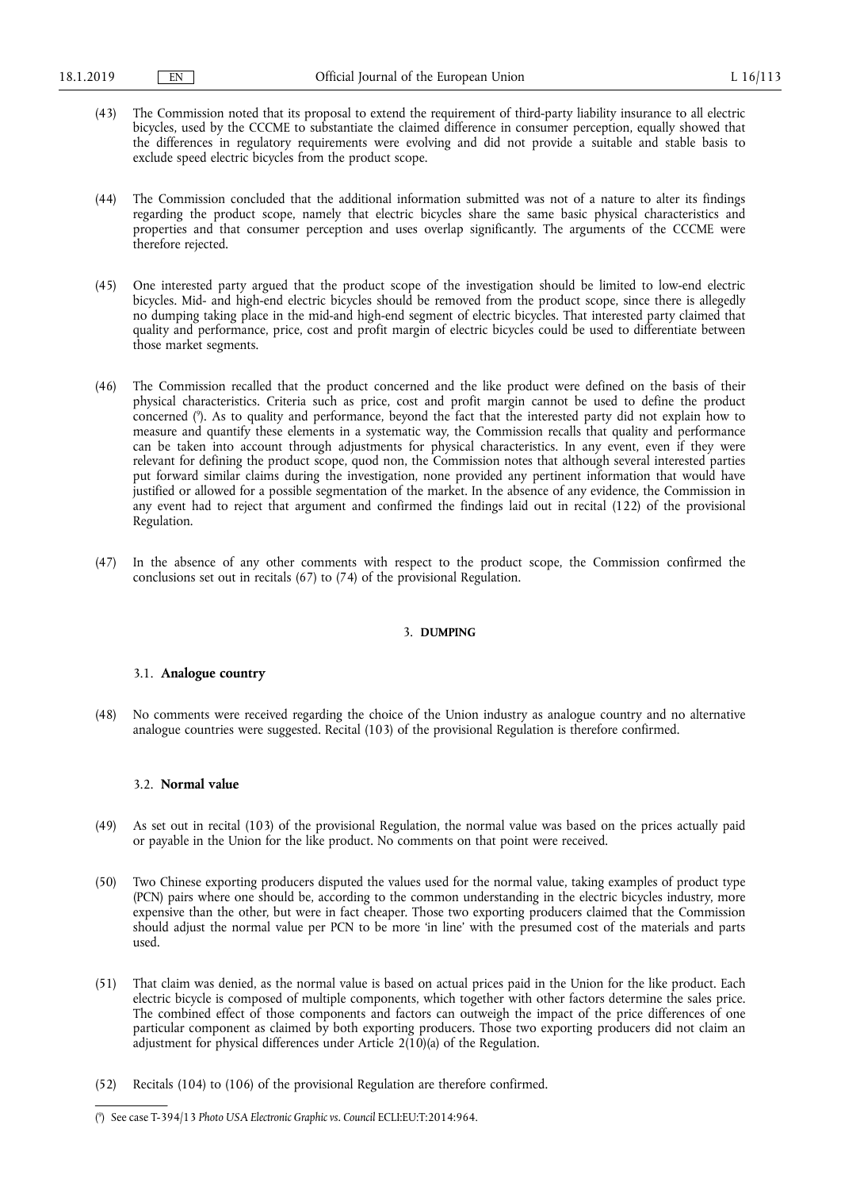(43) The Commission noted that its proposal to extend the requirement of third-party liability insurance to all electric bicycles, used by the CCCME to substantiate the claimed difference in consumer perception, equally showed that the differences in regulatory requirements were evolving and did not provide a suitable and stable basis to exclude speed electric bicycles from the product scope.

(44) The Commission concluded that the additional information submitted was not of a nature to alter its findings regarding the product scope, namely that electric bicycles share the same basic physical characteristics and properties and that consumer perception and uses overlap significantly. The arguments of the CCCME were therefore rejected.

(45) One interested party argued that the product scope of the investigation should be limited to low-end electric bicycles. Mid- and high-end electric bicycles should be removed from the product scope, since there is allegedly no dumping taking place in the mid-and high-end segment of electric bicycles. That interested party claimed that quality and performance, price, cost and profit margin of electric bicycles could be used to differentiate between those market segments.

(46) The Commission recalled that the product concerned and the like product were defined on the basis of their physical characteristics. Criteria such as price, cost and profit margin cannot be used to define the product concerned [9]. As to quality and performance, beyond the fact that the interested party did not explain how to measure and quantify these elements in a systematic way, the Commission recalls that quality and performance can be taken into account through adjustments for physical characteristics. In any event, even if they were relevant for defining the product scope, quod non, the Commission notes that although several interested parties put forward similar claims during the investigation, none provided any pertinent information that would have justified or allowed for a possible segmentation of the market. In the absence of any evidence, the Commission in any event had to reject that argument and confirmed the findings laid out in recital (122) of the provisional Regulation.

(47) In the absence of any other comments with respect to the product scope, the Commission confirmed the conclusions set out in recitals (67) to (74) of the provisional Regulation.

## 3. DUMPING

### 3.1. Analogue country

(48) No comments were received regarding the choice of the Union industry as analogue country and no alternative analogue countries were suggested. Recital (103) of the provisional Regulation is therefore confirmed.

### 3.2. Normal value

(49) As set out in recital (103) of the provisional Regulation, the normal value was based on the prices actually paid or payable in the Union for the like product. No comments on that point were received.

(50) Two Chinese exporting producers disputed the values used for the normal value, taking examples of product type (PCN) pairs where one should be, according to the common understanding in the electric bicycles industry, more expensive than the other, but were in fact cheaper. Those two exporting producers claimed that the Commission should adjust the normal value per PCN to be more 'in line' with the presumed cost of the materials and parts used.

(51) That claim was denied, as the normal value is based on actual prices paid in the Union for the like product. Each electric bicycle is composed of multiple components, which together with other factors determine the sales price. The combined effect of those components and factors can outweigh the impact of the price differences of one particular component as claimed by both exporting producers. Those two exporting producers did not claim an adjustment for physical differences under Article 2(10)(a) of the Regulation.

(52) Recitals (104) to (106) of the provisional Regulation are therefore confirmed.

---

[9] See case T-394/13 *Photo USA Electronic Graphic vs. Council* ECLI:EU:T:2014:964.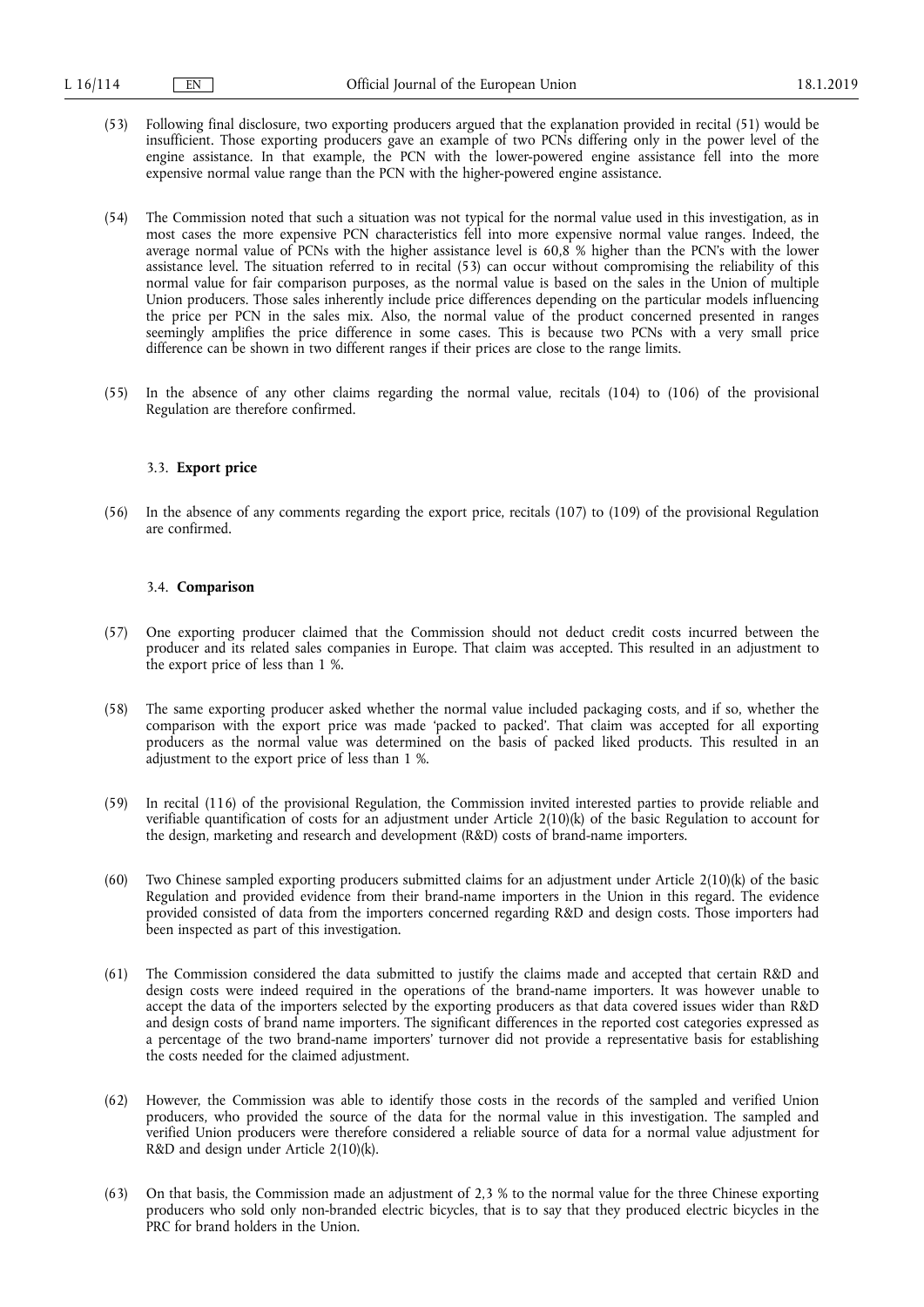(53) Following final disclosure, two exporting producers argued that the explanation provided in recital (51) would be insufficient. Those exporting producers gave an example of two PCNs differing only in the power level of the engine assistance. In that example, the PCN with the lower-powered engine assistance fell into the more expensive normal value range than the PCN with the higher-powered engine assistance.

(54) The Commission noted that such a situation was not typical for the normal value used in this investigation, as in most cases the more expensive PCN characteristics fell into more expensive normal value ranges. Indeed, the average normal value of PCNs with the higher assistance level is 60,8 % higher than the PCN's with the lower assistance level. The situation referred to in recital (53) can occur without compromising the reliability of this normal value for fair comparison purposes, as the normal value is based on the sales in the Union of multiple Union producers. Those sales inherently include price differences depending on the particular models influencing the price per PCN in the sales mix. Also, the normal value of the product concerned presented in ranges seemingly amplifies the price difference in some cases. This is because two PCNs with a very small price difference can be shown in two different ranges if their prices are close to the range limits.

(55) In the absence of any other claims regarding the normal value, recitals (104) to (106) of the provisional Regulation are therefore confirmed.

### 3.3. **Export price**

(56) In the absence of any comments regarding the export price, recitals (107) to (109) of the provisional Regulation are confirmed.

### 3.4. **Comparison**

(57) One exporting producer claimed that the Commission should not deduct credit costs incurred between the producer and its related sales companies in Europe. That claim was accepted. This resulted in an adjustment to the export price of less than 1 %.

(58) The same exporting producer asked whether the normal value included packaging costs, and if so, whether the comparison with the export price was made 'packed to packed'. That claim was accepted for all exporting producers as the normal value was determined on the basis of packed liked products. This resulted in an adjustment to the export price of less than 1 %.

(59) In recital (116) of the provisional Regulation, the Commission invited interested parties to provide reliable and verifiable quantification of costs for an adjustment under Article 2(10)(k) of the basic Regulation to account for the design, marketing and research and development (R&D) costs of brand-name importers.

(60) Two Chinese sampled exporting producers submitted claims for an adjustment under Article 2(10)(k) of the basic Regulation and provided evidence from their brand-name importers in the Union in this regard. The evidence provided consisted of data from the importers concerned regarding R&D and design costs. Those importers had been inspected as part of this investigation.

(61) The Commission considered the data submitted to justify the claims made and accepted that certain R&D and design costs were indeed required in the operations of the brand-name importers. It was however unable to accept the data of the importers selected by the exporting producers as that data covered issues wider than R&D and design costs of brand name importers. The significant differences in the reported cost categories expressed as a percentage of the two brand-name importers' turnover did not provide a representative basis for establishing the costs needed for the claimed adjustment.

(62) However, the Commission was able to identify those costs in the records of the sampled and verified Union producers, who provided the source of the data for the normal value in this investigation. The sampled and verified Union producers were therefore considered a reliable source of data for a normal value adjustment for R&D and design under Article 2(10)(k).

(63) On that basis, the Commission made an adjustment of 2,3 % to the normal value for the three Chinese exporting producers who sold only non-branded electric bicycles, that is to say that they produced electric bicycles in the PRC for brand holders in the Union.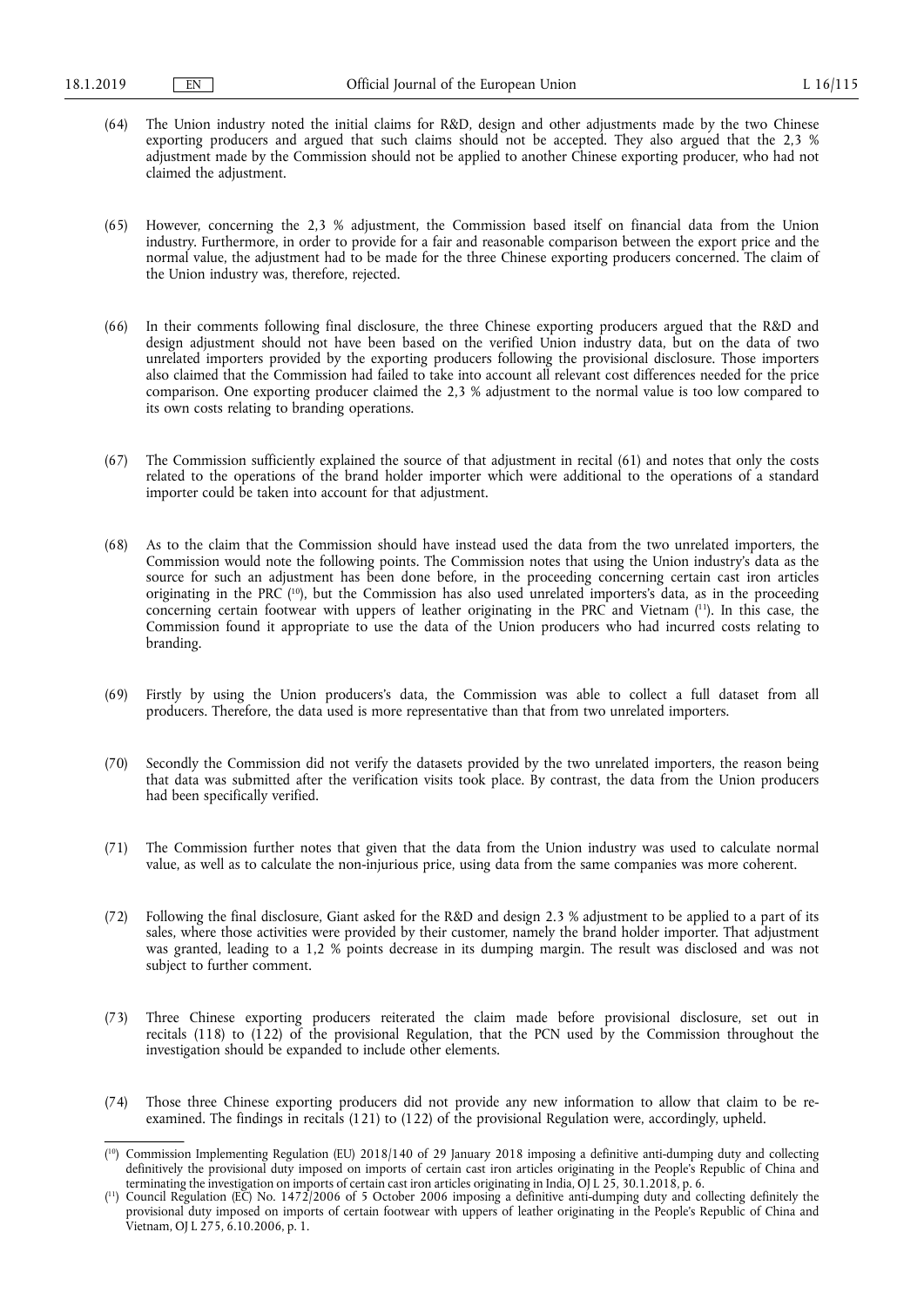(64) The Union industry noted the initial claims for R&D, design and other adjustments made by the two Chinese exporting producers and argued that such claims should not be accepted. They also argued that the 2,3 % adjustment made by the Commission should not be applied to another Chinese exporting producer, who had not claimed the adjustment.

(65) However, concerning the 2,3 % adjustment, the Commission based itself on financial data from the Union industry. Furthermore, in order to provide for a fair and reasonable comparison between the export price and the normal value, the adjustment had to be made for the three Chinese exporting producers concerned. The claim of the Union industry was, therefore, rejected.

(66) In their comments following final disclosure, the three Chinese exporting producers argued that the R&D and design adjustment should not have been based on the verified Union industry data, but on the data of two unrelated importers provided by the exporting producers following the provisional disclosure. Those importers also claimed that the Commission had failed to take into account all relevant cost differences needed for the price comparison. One exporting producer claimed the 2,3 % adjustment to the normal value is too low compared to its own costs relating to branding operations.

(67) The Commission sufficiently explained the source of that adjustment in recital (61) and notes that only the costs related to the operations of the brand holder importer which were additional to the operations of a standard importer could be taken into account for that adjustment.

(68) As to the claim that the Commission should have instead used the data from the two unrelated importers, the Commission would note the following points. The Commission notes that using the Union industry's data as the source for such an adjustment has been done before, in the proceeding concerning certain cast iron articles originating in the PRC [10], but the Commission has also used unrelated importers's data, as in the proceeding concerning certain footwear with uppers of leather originating in the PRC and Vietnam [11]. In this case, the Commission found it appropriate to use the data of the Union producers who had incurred costs relating to branding.

(69) Firstly by using the Union producers's data, the Commission was able to collect a full dataset from all producers. Therefore, the data used is more representative than that from two unrelated importers.

(70) Secondly the Commission did not verify the datasets provided by the two unrelated importers, the reason being that data was submitted after the verification visits took place. By contrast, the data from the Union producers had been specifically verified.

(71) The Commission further notes that given that the data from the Union industry was used to calculate normal value, as well as to calculate the non-injurious price, using data from the same companies was more coherent.

(72) Following the final disclosure, Giant asked for the R&D and design 2.3 % adjustment to be applied to a part of its sales, where those activities were provided by their customer, namely the brand holder importer. That adjustment was granted, leading to a 1,2 % points decrease in its dumping margin. The result was disclosed and was not subject to further comment.

(73) Three Chinese exporting producers reiterated the claim made before provisional disclosure, set out in recitals (118) to (122) of the provisional Regulation, that the PCN used by the Commission throughout the investigation should be expanded to include other elements.

(74) Those three Chinese exporting producers did not provide any new information to allow that claim to be re-examined. The findings in recitals (121) to (122) of the provisional Regulation were, accordingly, upheld.

---

[10] Commission Implementing Regulation (EU) 2018/140 of 29 January 2018 imposing a definitive anti-dumping duty and collecting definitively the provisional duty imposed on imports of certain cast iron articles originating in the People's Republic of China and terminating the investigation on imports of certain cast iron articles originating in India, OJ L 25, 30.1.2018, p. 6.

[11] Council Regulation (EC) No. 1472/2006 of 5 October 2006 imposing a definitive anti-dumping duty and collecting definitely the provisional duty imposed on imports of certain footwear with uppers of leather originating in the People's Republic of China and Vietnam, OJ L 275, 6.10.2006, p. 1.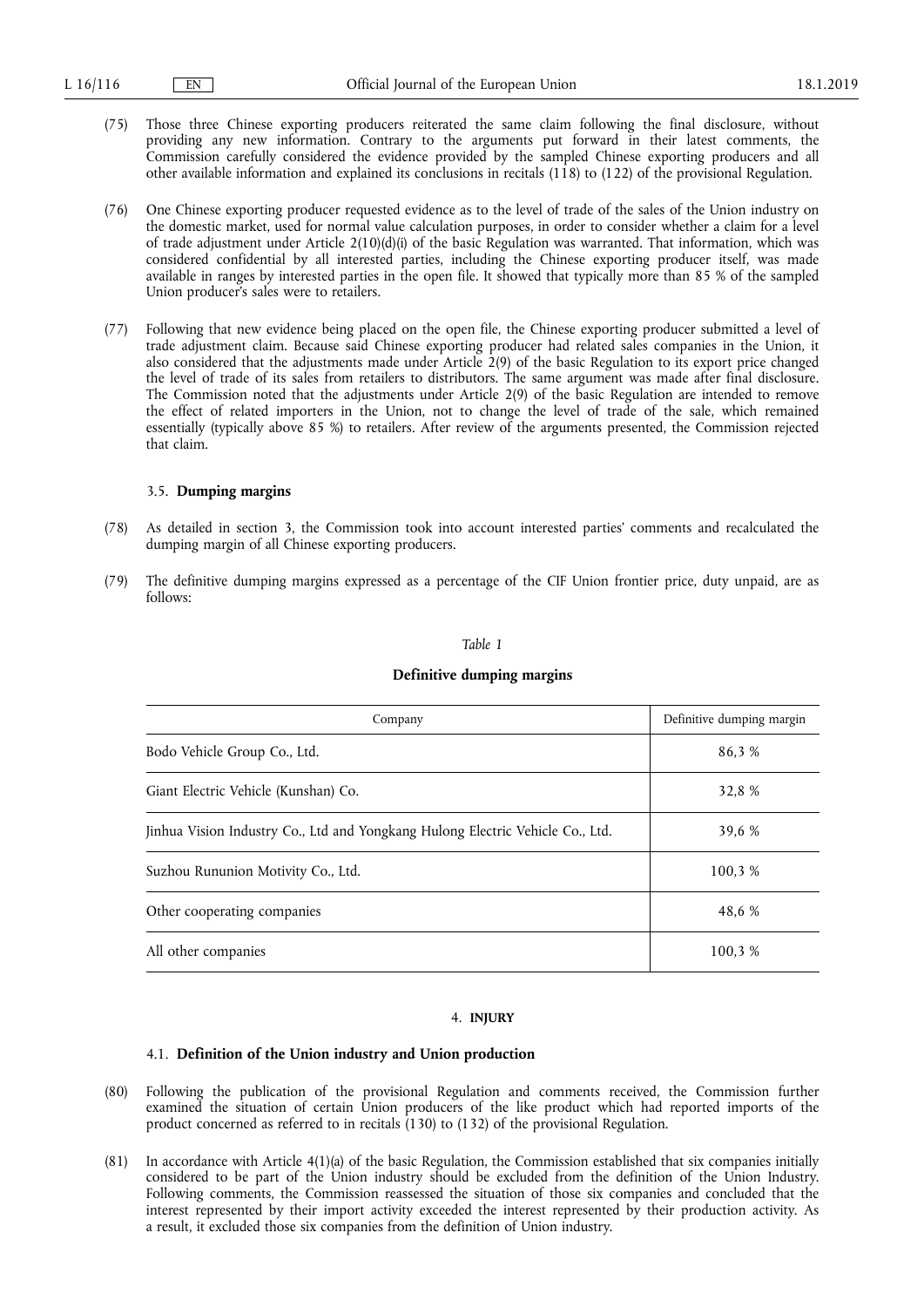(75) Those three Chinese exporting producers reiterated the same claim following the final disclosure, without providing any new information. Contrary to the arguments put forward in their latest comments, the Commission carefully considered the evidence provided by the sampled Chinese exporting producers and all other available information and explained its conclusions in recitals (118) to (122) of the provisional Regulation.

(76) One Chinese exporting producer requested evidence as to the level of trade of the sales of the Union industry on the domestic market, used for normal value calculation purposes, in order to consider whether a claim for a level of trade adjustment under Article 2(10)(d)(i) of the basic Regulation was warranted. That information, which was considered confidential by all interested parties, including the Chinese exporting producer itself, was made available in ranges by interested parties in the open file. It showed that typically more than 85 % of the sampled Union producer's sales were to retailers.

(77) Following that new evidence being placed on the open file, the Chinese exporting producer submitted a level of trade adjustment claim. Because said Chinese exporting producer had related sales companies in the Union, it also considered that the adjustments made under Article 2(9) of the basic Regulation to its export price changed the level of trade of its sales from retailers to distributors. The same argument was made after final disclosure. The Commission noted that the adjustments under Article 2(9) of the basic Regulation are intended to remove the effect of related importers in the Union, not to change the level of trade of the sale, which remained essentially (typically above 85 %) to retailers. After review of the arguments presented, the Commission rejected that claim.

### 3.5. **Dumping margins**

(78) As detailed in section 3, the Commission took into account interested parties' comments and recalculated the dumping margin of all Chinese exporting producers.

(79) The definitive dumping margins expressed as a percentage of the CIF Union frontier price, duty unpaid, are as follows:

*Table 1*

**Definitive dumping margins**

| Company | Definitive dumping margin |
|---|---|
| Bodo Vehicle Group Co., Ltd. | 86,3 % |
| Giant Electric Vehicle (Kunshan) Co. | 32,8 % |
| Jinhua Vision Industry Co., Ltd and Yongkang Hulong Electric Vehicle Co., Ltd. | 39,6 % |
| Suzhou Rununion Motivity Co., Ltd. | 100,3 % |
| Other cooperating companies | 48,6 % |
| All other companies | 100,3 % |

## 4. **INJURY**

### 4.1. **Definition of the Union industry and Union production**

(80) Following the publication of the provisional Regulation and comments received, the Commission further examined the situation of certain Union producers of the like product which had reported imports of the product concerned as referred to in recitals (130) to (132) of the provisional Regulation.

(81) In accordance with Article 4(1)(a) of the basic Regulation, the Commission established that six companies initially considered to be part of the Union industry should be excluded from the definition of the Union Industry. Following comments, the Commission reassessed the situation of those six companies and concluded that the interest represented by their import activity exceeded the interest represented by their production activity. As a result, it excluded those six companies from the definition of Union industry.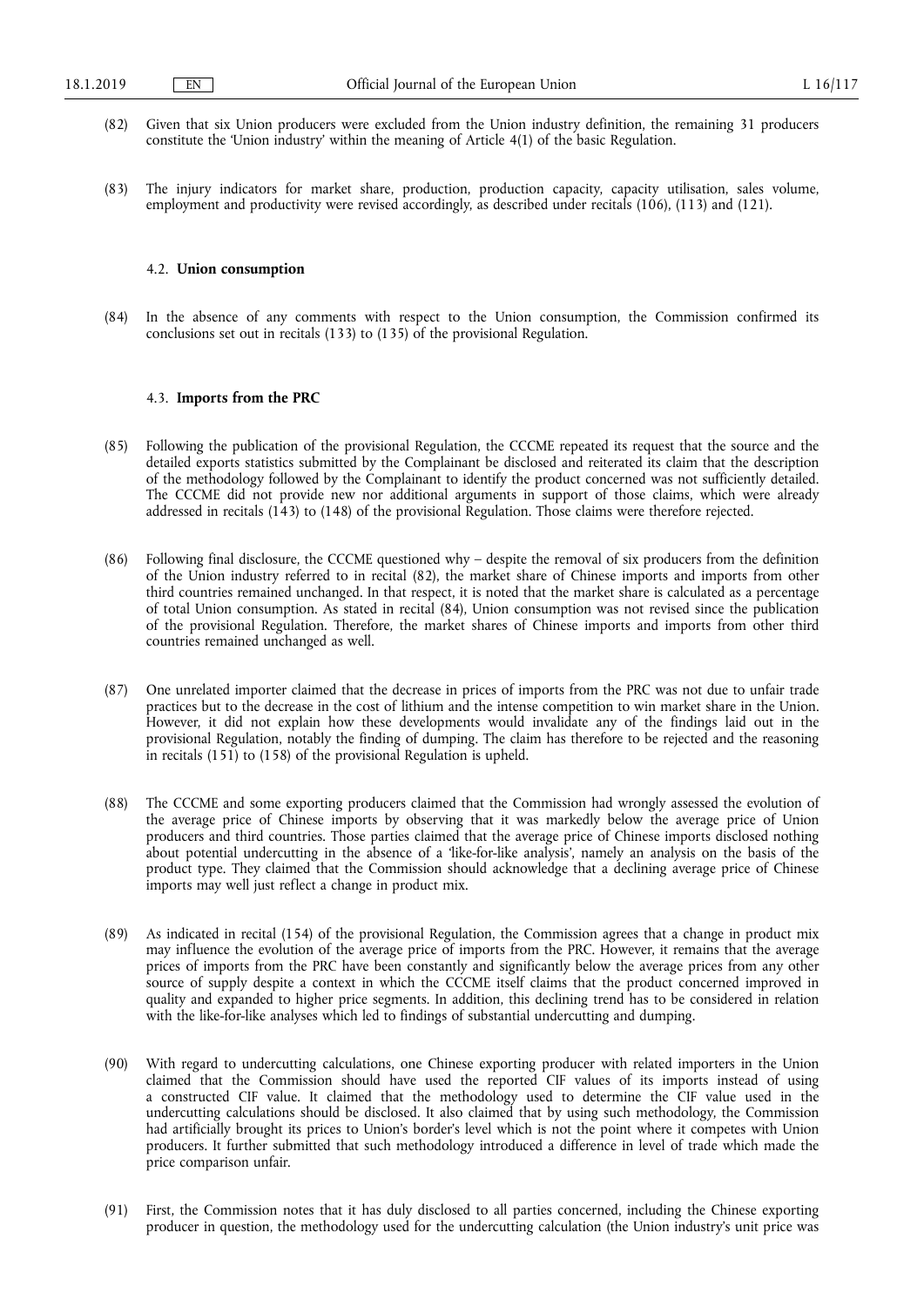(82) Given that six Union producers were excluded from the Union industry definition, the remaining 31 producers constitute the 'Union industry' within the meaning of Article 4(1) of the basic Regulation.

(83) The injury indicators for market share, production, production capacity, capacity utilisation, sales volume, employment and productivity were revised accordingly, as described under recitals (106), (113) and (121).

### 4.2. **Union consumption**

(84) In the absence of any comments with respect to the Union consumption, the Commission confirmed its conclusions set out in recitals (133) to (135) of the provisional Regulation.

### 4.3. **Imports from the PRC**

(85) Following the publication of the provisional Regulation, the CCCME repeated its request that the source and the detailed exports statistics submitted by the Complainant be disclosed and reiterated its claim that the description of the methodology followed by the Complainant to identify the product concerned was not sufficiently detailed. The CCCME did not provide new nor additional arguments in support of those claims, which were already addressed in recitals (143) to (148) of the provisional Regulation. Those claims were therefore rejected.

(86) Following final disclosure, the CCCME questioned why – despite the removal of six producers from the definition of the Union industry referred to in recital (82), the market share of Chinese imports and imports from other third countries remained unchanged. In that respect, it is noted that the market share is calculated as a percentage of total Union consumption. As stated in recital (84), Union consumption was not revised since the publication of the provisional Regulation. Therefore, the market shares of Chinese imports and imports from other third countries remained unchanged as well.

(87) One unrelated importer claimed that the decrease in prices of imports from the PRC was not due to unfair trade practices but to the decrease in the cost of lithium and the intense competition to win market share in the Union. However, it did not explain how these developments would invalidate any of the findings laid out in the provisional Regulation, notably the finding of dumping. The claim has therefore to be rejected and the reasoning in recitals (151) to (158) of the provisional Regulation is upheld.

(88) The CCCME and some exporting producers claimed that the Commission had wrongly assessed the evolution of the average price of Chinese imports by observing that it was markedly below the average price of Union producers and third countries. Those parties claimed that the average price of Chinese imports disclosed nothing about potential undercutting in the absence of a 'like-for-like analysis', namely an analysis on the basis of the product type. They claimed that the Commission should acknowledge that a declining average price of Chinese imports may well just reflect a change in product mix.

(89) As indicated in recital (154) of the provisional Regulation, the Commission agrees that a change in product mix may influence the evolution of the average price of imports from the PRC. However, it remains that the average prices of imports from the PRC have been constantly and significantly below the average prices from any other source of supply despite a context in which the CCCME itself claims that the product concerned improved in quality and expanded to higher price segments. In addition, this declining trend has to be considered in relation with the like-for-like analyses which led to findings of substantial undercutting and dumping.

(90) With regard to undercutting calculations, one Chinese exporting producer with related importers in the Union claimed that the Commission should have used the reported CIF values of its imports instead of using a constructed CIF value. It claimed that the methodology used to determine the CIF value used in the undercutting calculations should be disclosed. It also claimed that by using such methodology, the Commission had artificially brought its prices to Union's border's level which is not the point where it competes with Union producers. It further submitted that such methodology introduced a difference in level of trade which made the price comparison unfair.

(91) First, the Commission notes that it has duly disclosed to all parties concerned, including the Chinese exporting producer in question, the methodology used for the undercutting calculation (the Union industry's unit price was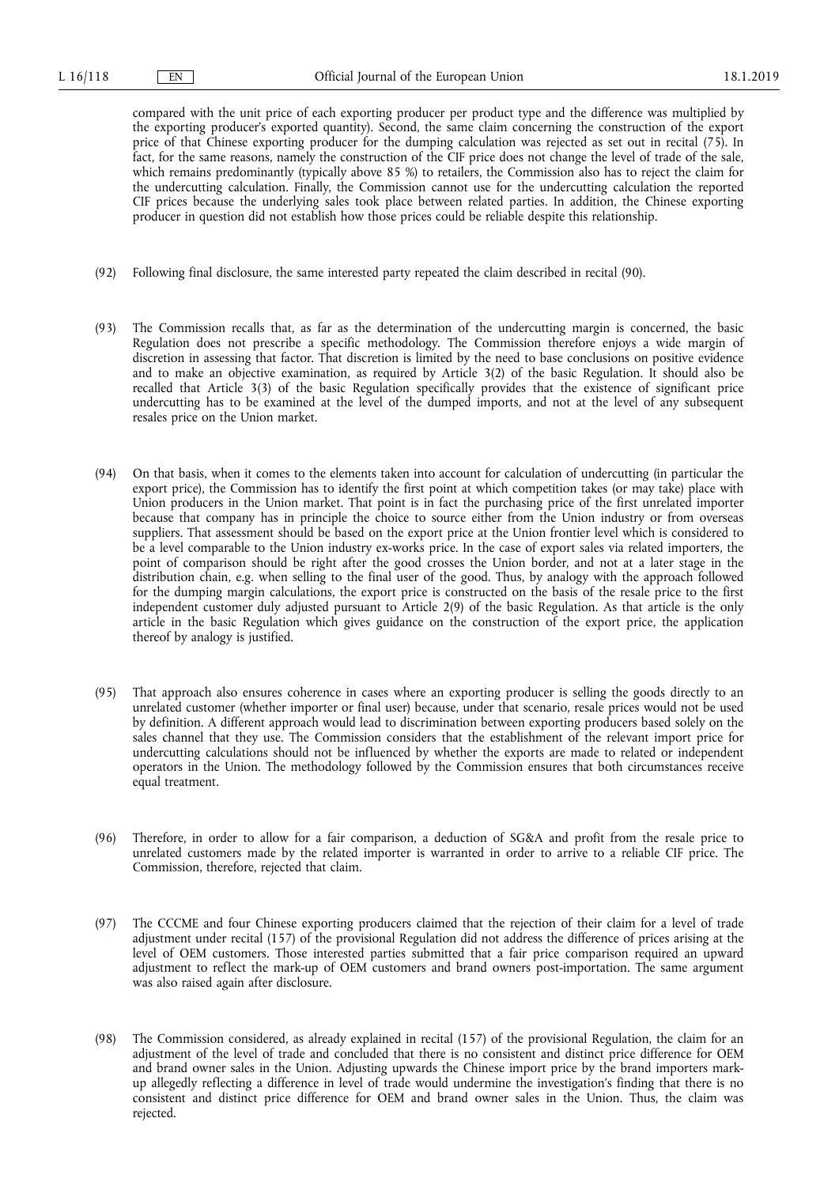compared with the unit price of each exporting producer per product type and the difference was multiplied by the exporting producer's exported quantity). Second, the same claim concerning the construction of the export price of that Chinese exporting producer for the dumping calculation was rejected as set out in recital (75). In fact, for the same reasons, namely the construction of the CIF price does not change the level of trade of the sale, which remains predominantly (typically above 85 %) to retailers, the Commission also has to reject the claim for the undercutting calculation. Finally, the Commission cannot use for the undercutting calculation the reported CIF prices because the underlying sales took place between related parties. In addition, the Chinese exporting producer in question did not establish how those prices could be reliable despite this relationship.

(92) Following final disclosure, the same interested party repeated the claim described in recital (90).

(93) The Commission recalls that, as far as the determination of the undercutting margin is concerned, the basic Regulation does not prescribe a specific methodology. The Commission therefore enjoys a wide margin of discretion in assessing that factor. That discretion is limited by the need to base conclusions on positive evidence and to make an objective examination, as required by Article 3(2) of the basic Regulation. It should also be recalled that Article 3(3) of the basic Regulation specifically provides that the existence of significant price undercutting has to be examined at the level of the dumped imports, and not at the level of any subsequent resales price on the Union market.

(94) On that basis, when it comes to the elements taken into account for calculation of undercutting (in particular the export price), the Commission has to identify the first point at which competition takes (or may take) place with Union producers in the Union market. That point is in fact the purchasing price of the first unrelated importer because that company has in principle the choice to source either from the Union industry or from overseas suppliers. That assessment should be based on the export price at the Union frontier level which is considered to be a level comparable to the Union industry ex-works price. In the case of export sales via related importers, the point of comparison should be right after the good crosses the Union border, and not at a later stage in the distribution chain, e.g. when selling to the final user of the good. Thus, by analogy with the approach followed for the dumping margin calculations, the export price is constructed on the basis of the resale price to the first independent customer duly adjusted pursuant to Article 2(9) of the basic Regulation. As that article is the only article in the basic Regulation which gives guidance on the construction of the export price, the application thereof by analogy is justified.

(95) That approach also ensures coherence in cases where an exporting producer is selling the goods directly to an unrelated customer (whether importer or final user) because, under that scenario, resale prices would not be used by definition. A different approach would lead to discrimination between exporting producers based solely on the sales channel that they use. The Commission considers that the establishment of the relevant import price for undercutting calculations should not be influenced by whether the exports are made to related or independent operators in the Union. The methodology followed by the Commission ensures that both circumstances receive equal treatment.

(96) Therefore, in order to allow for a fair comparison, a deduction of SG&A and profit from the resale price to unrelated customers made by the related importer is warranted in order to arrive to a reliable CIF price. The Commission, therefore, rejected that claim.

(97) The CCCME and four Chinese exporting producers claimed that the rejection of their claim for a level of trade adjustment under recital (157) of the provisional Regulation did not address the difference of prices arising at the level of OEM customers. Those interested parties submitted that a fair price comparison required an upward adjustment to reflect the mark-up of OEM customers and brand owners post-importation. The same argument was also raised again after disclosure.

(98) The Commission considered, as already explained in recital (157) of the provisional Regulation, the claim for an adjustment of the level of trade and concluded that there is no consistent and distinct price difference for OEM and brand owner sales in the Union. Adjusting upwards the Chinese import price by the brand importers mark-up allegedly reflecting a difference in level of trade would undermine the investigation's finding that there is no consistent and distinct price difference for OEM and brand owner sales in the Union. Thus, the claim was rejected.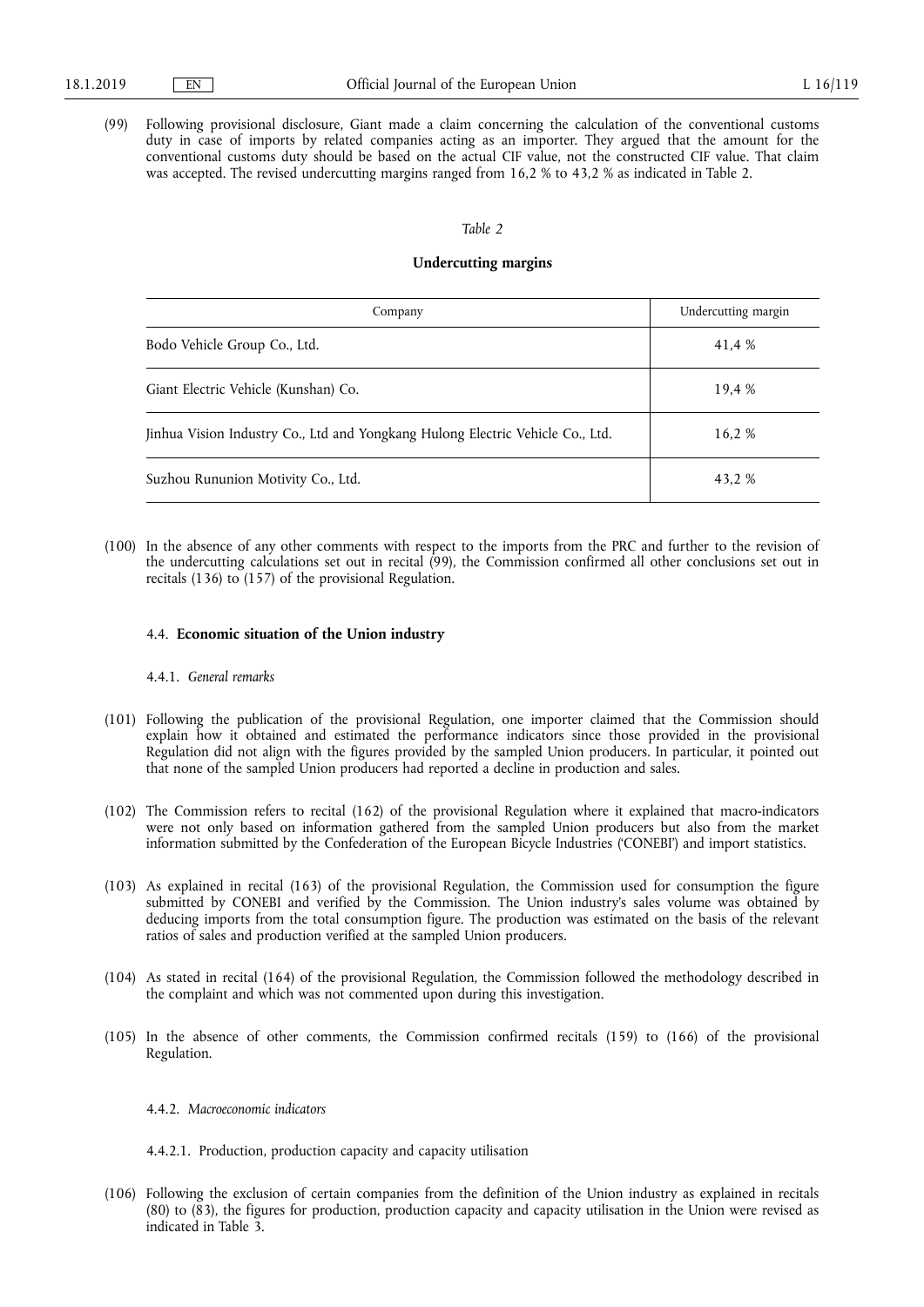(99) Following provisional disclosure, Giant made a claim concerning the calculation of the conventional customs duty in case of imports by related companies acting as an importer. They argued that the amount for the conventional customs duty should be based on the actual CIF value, not the constructed CIF value. That claim was accepted. The revised undercutting margins ranged from 16,2 % to 43,2 % as indicated in Table 2.

*Table 2*

**Undercutting margins**

| Company | Undercutting margin |
|---|---|
| Bodo Vehicle Group Co., Ltd. | 41,4 % |
| Giant Electric Vehicle (Kunshan) Co. | 19,4 % |
| Jinhua Vision Industry Co., Ltd and Yongkang Hulong Electric Vehicle Co., Ltd. | 16,2 % |
| Suzhou Rununion Motivity Co., Ltd. | 43,2 % |

(100) In the absence of any other comments with respect to the imports from the PRC and further to the revision of the undercutting calculations set out in recital (99), the Commission confirmed all other conclusions set out in recitals (136) to (157) of the provisional Regulation.

### 4.4. **Economic situation of the Union industry**

#### 4.4.1. *General remarks*

(101) Following the publication of the provisional Regulation, one importer claimed that the Commission should explain how it obtained and estimated the performance indicators since those provided in the provisional Regulation did not align with the figures provided by the sampled Union producers. In particular, it pointed out that none of the sampled Union producers had reported a decline in production and sales.

(102) The Commission refers to recital (162) of the provisional Regulation where it explained that macro-indicators were not only based on information gathered from the sampled Union producers but also from the market information submitted by the Confederation of the European Bicycle Industries ('CONEBI') and import statistics.

(103) As explained in recital (163) of the provisional Regulation, the Commission used for consumption the figure submitted by CONEBI and verified by the Commission. The Union industry's sales volume was obtained by deducing imports from the total consumption figure. The production was estimated on the basis of the relevant ratios of sales and production verified at the sampled Union producers.

(104) As stated in recital (164) of the provisional Regulation, the Commission followed the methodology described in the complaint and which was not commented upon during this investigation.

(105) In the absence of other comments, the Commission confirmed recitals (159) to (166) of the provisional Regulation.

#### 4.4.2. *Macroeconomic indicators*

##### 4.4.2.1. Production, production capacity and capacity utilisation

(106) Following the exclusion of certain companies from the definition of the Union industry as explained in recitals (80) to (83), the figures for production, production capacity and capacity utilisation in the Union were revised as indicated in Table 3.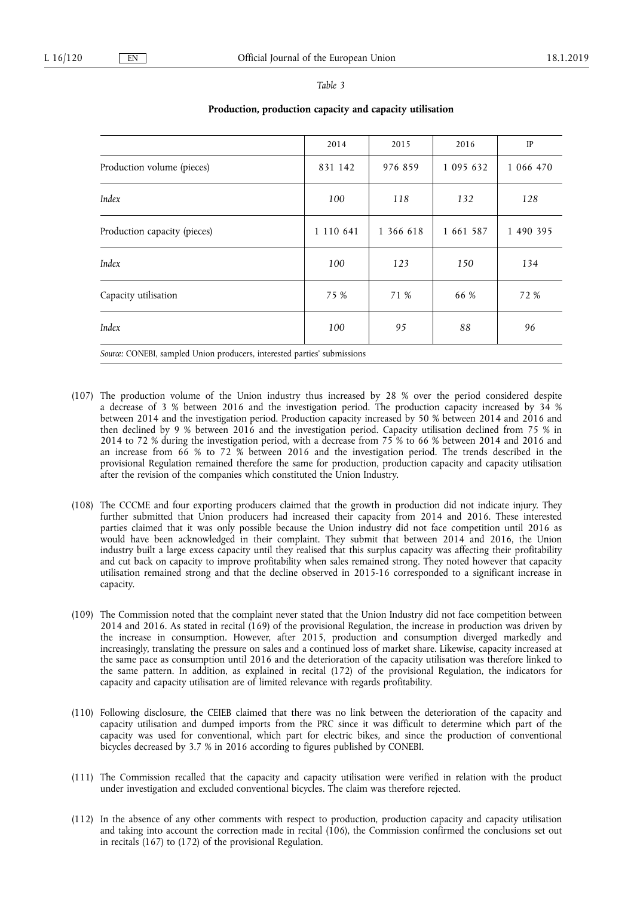*Table 3*

**Production, production capacity and capacity utilisation**

| | 2014 | 2015 | 2016 | IP |
|---|---|---|---|---|
| Production volume (pieces) | 831 142 | 976 859 | 1 095 632 | 1 066 470 |
| *Index* | *100* | *118* | *132* | *128* |
| Production capacity (pieces) | 1 110 641 | 1 366 618 | 1 661 587 | 1 490 395 |
| *Index* | *100* | *123* | *150* | *134* |
| Capacity utilisation | 75 % | 71 % | 66 % | 72 % |
| *Index* | *100* | *95* | *88* | *96* |

*Source:* CONEBI, sampled Union producers, interested parties' submissions

(107) The production volume of the Union industry thus increased by 28 % over the period considered despite a decrease of 3 % between 2016 and the investigation period. The production capacity increased by 34 % between 2014 and the investigation period. Production capacity increased by 50 % between 2014 and 2016 and then declined by 9 % between 2016 and the investigation period. Capacity utilisation declined from 75 % in 2014 to 72 % during the investigation period, with a decrease from 75 % to 66 % between 2014 and 2016 and an increase from 66 % to 72 % between 2016 and the investigation period. The trends described in the provisional Regulation remained therefore the same for production, production capacity and capacity utilisation after the revision of the companies which constituted the Union Industry.

(108) The CCCME and four exporting producers claimed that the growth in production did not indicate injury. They further submitted that Union producers had increased their capacity from 2014 and 2016. These interested parties claimed that it was only possible because the Union industry did not face competition until 2016 as would have been acknowledged in their complaint. They submit that between 2014 and 2016, the Union industry built a large excess capacity until they realised that this surplus capacity was affecting their profitability and cut back on capacity to improve profitability when sales remained strong. They noted however that capacity utilisation remained strong and that the decline observed in 2015-16 corresponded to a significant increase in capacity.

(109) The Commission noted that the complaint never stated that the Union Industry did not face competition between 2014 and 2016. As stated in recital (169) of the provisional Regulation, the increase in production was driven by the increase in consumption. However, after 2015, production and consumption diverged markedly and increasingly, translating the pressure on sales and a continued loss of market share. Likewise, capacity increased at the same pace as consumption until 2016 and the deterioration of the capacity utilisation was therefore linked to the same pattern. In addition, as explained in recital (172) of the provisional Regulation, the indicators for capacity and capacity utilisation are of limited relevance with regards profitability.

(110) Following disclosure, the CEIEB claimed that there was no link between the deterioration of the capacity and capacity utilisation and dumped imports from the PRC since it was difficult to determine which part of the capacity was used for conventional, which part for electric bikes, and since the production of conventional bicycles decreased by 3.7 % in 2016 according to figures published by CONEBI.

(111) The Commission recalled that the capacity and capacity utilisation were verified in relation with the product under investigation and excluded conventional bicycles. The claim was therefore rejected.

(112) In the absence of any other comments with respect to production, production capacity and capacity utilisation and taking into account the correction made in recital (106), the Commission confirmed the conclusions set out in recitals (167) to (172) of the provisional Regulation.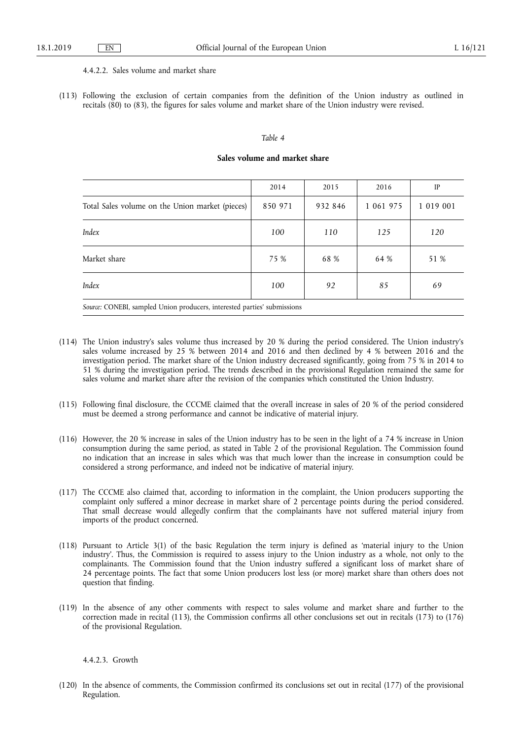#### 4.4.2.2. Sales volume and market share

(113) Following the exclusion of certain companies from the definition of the Union industry as outlined in recitals (80) to (83), the figures for sales volume and market share of the Union industry were revised.

*Table 4*

**Sales volume and market share**

| | 2014 | 2015 | 2016 | IP |
|---|---|---|---|---|
| Total Sales volume on the Union market (pieces) | 850 971 | 932 846 | 1 061 975 | 1 019 001 |
| *Index* | *100* | *110* | *125* | *120* |
| Market share | 75 % | 68 % | 64 % | 51 % |
| *Index* | *100* | *92* | *85* | *69* |

*Source:* CONEBI, sampled Union producers, interested parties' submissions

(114) The Union industry's sales volume thus increased by 20 % during the period considered. The Union industry's sales volume increased by 25 % between 2014 and 2016 and then declined by 4 % between 2016 and the investigation period. The market share of the Union industry decreased significantly, going from 75 % in 2014 to 51 % during the investigation period. The trends described in the provisional Regulation remained the same for sales volume and market share after the revision of the companies which constituted the Union Industry.

(115) Following final disclosure, the CCCME claimed that the overall increase in sales of 20 % of the period considered must be deemed a strong performance and cannot be indicative of material injury.

(116) However, the 20 % increase in sales of the Union industry has to be seen in the light of a 74 % increase in Union consumption during the same period, as stated in Table 2 of the provisional Regulation. The Commission found no indication that an increase in sales which was that much lower than the increase in consumption could be considered a strong performance, and indeed not be indicative of material injury.

(117) The CCCME also claimed that, according to information in the complaint, the Union producers supporting the complaint only suffered a minor decrease in market share of 2 percentage points during the period considered. That small decrease would allegedly confirm that the complainants have not suffered material injury from imports of the product concerned.

(118) Pursuant to Article 3(1) of the basic Regulation the term injury is defined as 'material injury to the Union industry'. Thus, the Commission is required to assess injury to the Union industry as a whole, not only to the complainants. The Commission found that the Union industry suffered a significant loss of market share of 24 percentage points. The fact that some Union producers lost less (or more) market share than others does not question that finding.

(119) In the absence of any other comments with respect to sales volume and market share and further to the correction made in recital (113), the Commission confirms all other conclusions set out in recitals (173) to (176) of the provisional Regulation.

#### 4.4.2.3. Growth

(120) In the absence of comments, the Commission confirmed its conclusions set out in recital (177) of the provisional Regulation.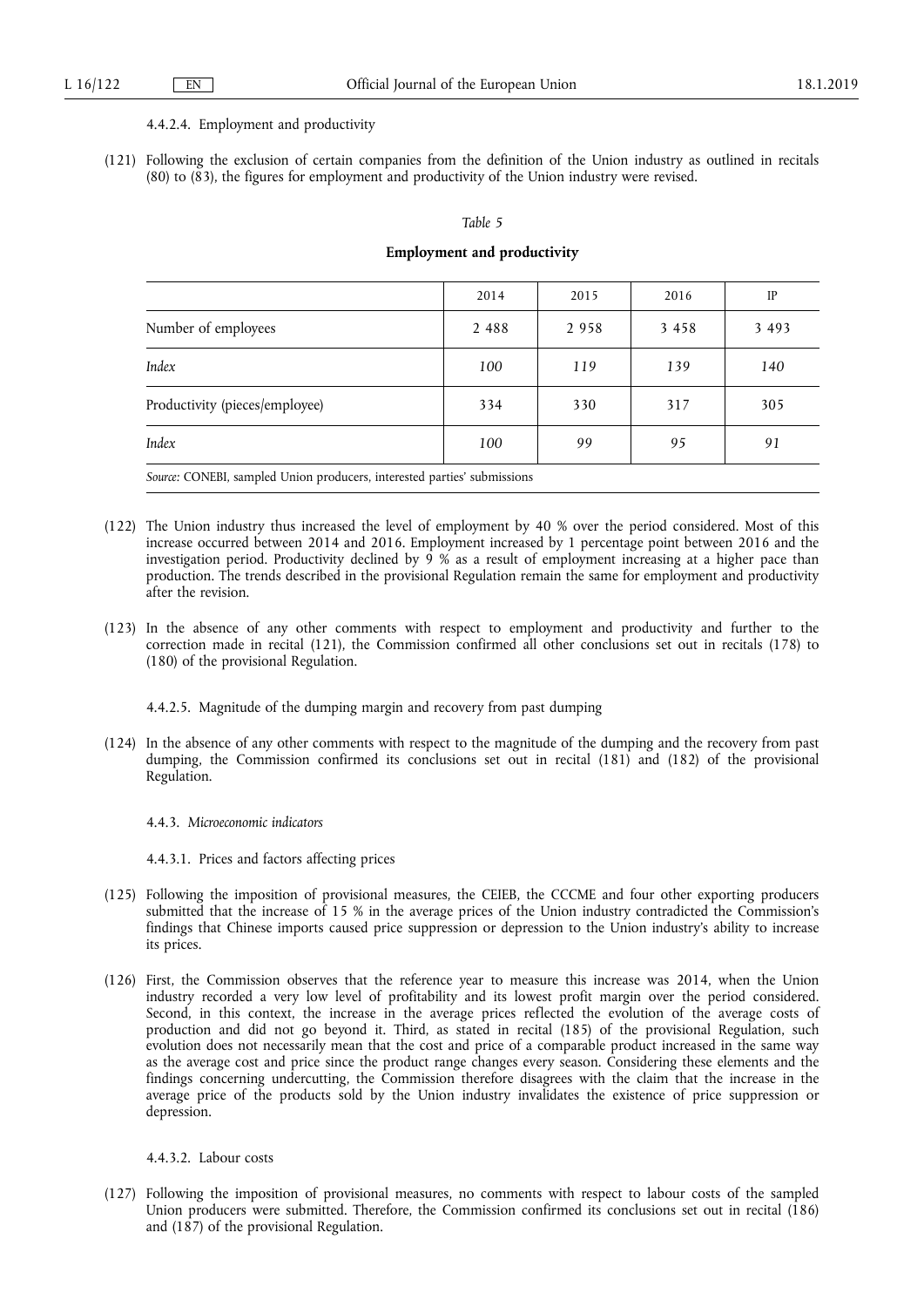#### 4.4.2.4. Employment and productivity

(121) Following the exclusion of certain companies from the definition of the Union industry as outlined in recitals (80) to (83), the figures for employment and productivity of the Union industry were revised.

*Table 5*

**Employment and productivity**

| | 2014 | 2015 | 2016 | IP |
|---|---|---|---|---|
| Number of employees | 2 488 | 2 958 | 3 458 | 3 493 |
| *Index* | *100* | *119* | *139* | *140* |
| Productivity (pieces/employee) | 334 | 330 | 317 | 305 |
| *Index* | *100* | *99* | *95* | *91* |

*Source:* CONEBI, sampled Union producers, interested parties' submissions

(122) The Union industry thus increased the level of employment by 40 % over the period considered. Most of this increase occurred between 2014 and 2016. Employment increased by 1 percentage point between 2016 and the investigation period. Productivity declined by 9 % as a result of employment increasing at a higher pace than production. The trends described in the provisional Regulation remain the same for employment and productivity after the revision.

(123) In the absence of any other comments with respect to employment and productivity and further to the correction made in recital (121), the Commission confirmed all other conclusions set out in recitals (178) to (180) of the provisional Regulation.

#### 4.4.2.5. Magnitude of the dumping margin and recovery from past dumping

(124) In the absence of any other comments with respect to the magnitude of the dumping and the recovery from past dumping, the Commission confirmed its conclusions set out in recital (181) and (182) of the provisional Regulation.

### 4.4.3. *Microeconomic indicators*

#### 4.4.3.1. Prices and factors affecting prices

(125) Following the imposition of provisional measures, the CEIEB, the CCCME and four other exporting producers submitted that the increase of 15 % in the average prices of the Union industry contradicted the Commission's findings that Chinese imports caused price suppression or depression to the Union industry's ability to increase its prices.

(126) First, the Commission observes that the reference year to measure this increase was 2014, when the Union industry recorded a very low level of profitability and its lowest profit margin over the period considered. Second, in this context, the increase in the average prices reflected the evolution of the average costs of production and did not go beyond it. Third, as stated in recital (185) of the provisional Regulation, such evolution does not necessarily mean that the cost and price of a comparable product increased in the same way as the average cost and price since the product range changes every season. Considering these elements and the findings concerning undercutting, the Commission therefore disagrees with the claim that the increase in the average price of the products sold by the Union industry invalidates the existence of price suppression or depression.

#### 4.4.3.2. Labour costs

(127) Following the imposition of provisional measures, no comments with respect to labour costs of the sampled Union producers were submitted. Therefore, the Commission confirmed its conclusions set out in recital (186) and (187) of the provisional Regulation.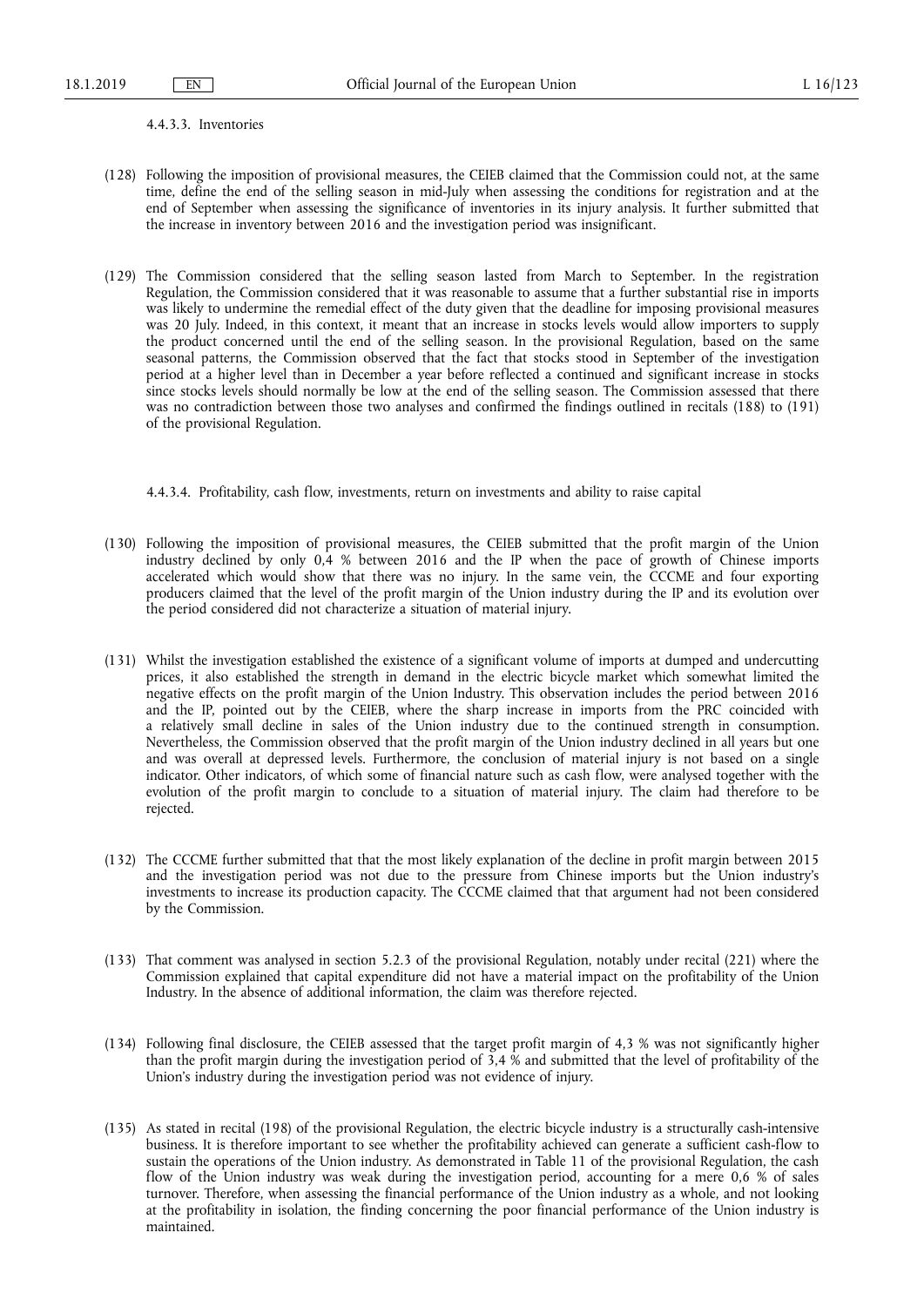#### 4.4.3.3. Inventories

(128) Following the imposition of provisional measures, the CEIEB claimed that the Commission could not, at the same time, define the end of the selling season in mid-July when assessing the conditions for registration and at the end of September when assessing the significance of inventories in its injury analysis. It further submitted that the increase in inventory between 2016 and the investigation period was insignificant.

(129) The Commission considered that the selling season lasted from March to September. In the registration Regulation, the Commission considered that it was reasonable to assume that a further substantial rise in imports was likely to undermine the remedial effect of the duty given that the deadline for imposing provisional measures was 20 July. Indeed, in this context, it meant that an increase in stocks levels would allow importers to supply the product concerned until the end of the selling season. In the provisional Regulation, based on the same seasonal patterns, the Commission observed that the fact that stocks stood in September of the investigation period at a higher level than in December a year before reflected a continued and significant increase in stocks since stocks levels should normally be low at the end of the selling season. The Commission assessed that there was no contradiction between those two analyses and confirmed the findings outlined in recitals (188) to (191) of the provisional Regulation.

#### 4.4.3.4. Profitability, cash flow, investments, return on investments and ability to raise capital

(130) Following the imposition of provisional measures, the CEIEB submitted that the profit margin of the Union industry declined by only 0,4 % between 2016 and the IP when the pace of growth of Chinese imports accelerated which would show that there was no injury. In the same vein, the CCCME and four exporting producers claimed that the level of the profit margin of the Union industry during the IP and its evolution over the period considered did not characterize a situation of material injury.

(131) Whilst the investigation established the existence of a significant volume of imports at dumped and undercutting prices, it also established the strength in demand in the electric bicycle market which somewhat limited the negative effects on the profit margin of the Union Industry. This observation includes the period between 2016 and the IP, pointed out by the CEIEB, where the sharp increase in imports from the PRC coincided with a relatively small decline in sales of the Union industry due to the continued strength in consumption. Nevertheless, the Commission observed that the profit margin of the Union industry declined in all years but one and was overall at depressed levels. Furthermore, the conclusion of material injury is not based on a single indicator. Other indicators, of which some of financial nature such as cash flow, were analysed together with the evolution of the profit margin to conclude to a situation of material injury. The claim had therefore to be rejected.

(132) The CCCME further submitted that that the most likely explanation of the decline in profit margin between 2015 and the investigation period was not due to the pressure from Chinese imports but the Union industry's investments to increase its production capacity. The CCCME claimed that that argument had not been considered by the Commission.

(133) That comment was analysed in section 5.2.3 of the provisional Regulation, notably under recital (221) where the Commission explained that capital expenditure did not have a material impact on the profitability of the Union Industry. In the absence of additional information, the claim was therefore rejected.

(134) Following final disclosure, the CEIEB assessed that the target profit margin of 4,3 % was not significantly higher than the profit margin during the investigation period of 3,4 % and submitted that the level of profitability of the Union's industry during the investigation period was not evidence of injury.

(135) As stated in recital (198) of the provisional Regulation, the electric bicycle industry is a structurally cash-intensive business. It is therefore important to see whether the profitability achieved can generate a sufficient cash-flow to sustain the operations of the Union industry. As demonstrated in Table 11 of the provisional Regulation, the cash flow of the Union industry was weak during the investigation period, accounting for a mere 0,6 % of sales turnover. Therefore, when assessing the financial performance of the Union industry as a whole, and not looking at the profitability in isolation, the finding concerning the poor financial performance of the Union industry is maintained.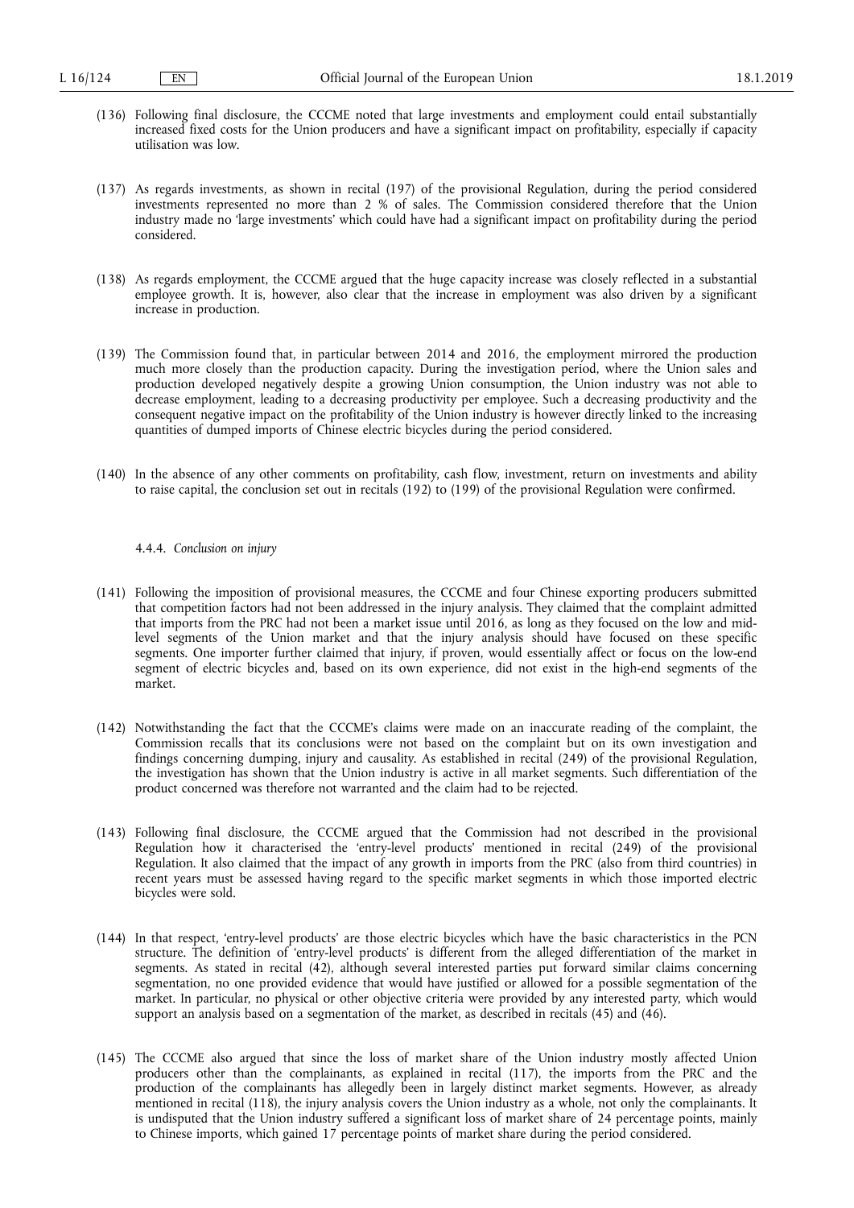(136) Following final disclosure, the CCCME noted that large investments and employment could entail substantially increased fixed costs for the Union producers and have a significant impact on profitability, especially if capacity utilisation was low.

(137) As regards investments, as shown in recital (197) of the provisional Regulation, during the period considered investments represented no more than 2 % of sales. The Commission considered therefore that the Union industry made no 'large investments' which could have had a significant impact on profitability during the period considered.

(138) As regards employment, the CCCME argued that the huge capacity increase was closely reflected in a substantial employee growth. It is, however, also clear that the increase in employment was also driven by a significant increase in production.

(139) The Commission found that, in particular between 2014 and 2016, the employment mirrored the production much more closely than the production capacity. During the investigation period, where the Union sales and production developed negatively despite a growing Union consumption, the Union industry was not able to decrease employment, leading to a decreasing productivity per employee. Such a decreasing productivity and the consequent negative impact on the profitability of the Union industry is however directly linked to the increasing quantities of dumped imports of Chinese electric bicycles during the period considered.

(140) In the absence of any other comments on profitability, cash flow, investment, return on investments and ability to raise capital, the conclusion set out in recitals (192) to (199) of the provisional Regulation were confirmed.

4.4.4. *Conclusion on injury*

(141) Following the imposition of provisional measures, the CCCME and four Chinese exporting producers submitted that competition factors had not been addressed in the injury analysis. They claimed that the complaint admitted that imports from the PRC had not been a market issue until 2016, as long as they focused on the low and mid-level segments of the Union market and that the injury analysis should have focused on these specific segments. One importer further claimed that injury, if proven, would essentially affect or focus on the low-end segment of electric bicycles and, based on its own experience, did not exist in the high-end segments of the market.

(142) Notwithstanding the fact that the CCCME's claims were made on an inaccurate reading of the complaint, the Commission recalls that its conclusions were not based on the complaint but on its own investigation and findings concerning dumping, injury and causality. As established in recital (249) of the provisional Regulation, the investigation has shown that the Union industry is active in all market segments. Such differentiation of the product concerned was therefore not warranted and the claim had to be rejected.

(143) Following final disclosure, the CCCME argued that the Commission had not described in the provisional Regulation how it characterised the 'entry-level products' mentioned in recital (249) of the provisional Regulation. It also claimed that the impact of any growth in imports from the PRC (also from third countries) in recent years must be assessed having regard to the specific market segments in which those imported electric bicycles were sold.

(144) In that respect, 'entry-level products' are those electric bicycles which have the basic characteristics in the PCN structure. The definition of 'entry-level products' is different from the alleged differentiation of the market in segments. As stated in recital (42), although several interested parties put forward similar claims concerning segmentation, no one provided evidence that would have justified or allowed for a possible segmentation of the market. In particular, no physical or other objective criteria were provided by any interested party, which would support an analysis based on a segmentation of the market, as described in recitals (45) and (46).

(145) The CCCME also argued that since the loss of market share of the Union industry mostly affected Union producers other than the complainants, as explained in recital (117), the imports from the PRC and the production of the complainants has allegedly been in largely distinct market segments. However, as already mentioned in recital (118), the injury analysis covers the Union industry as a whole, not only the complainants. It is undisputed that the Union industry suffered a significant loss of market share of 24 percentage points, mainly to Chinese imports, which gained 17 percentage points of market share during the period considered.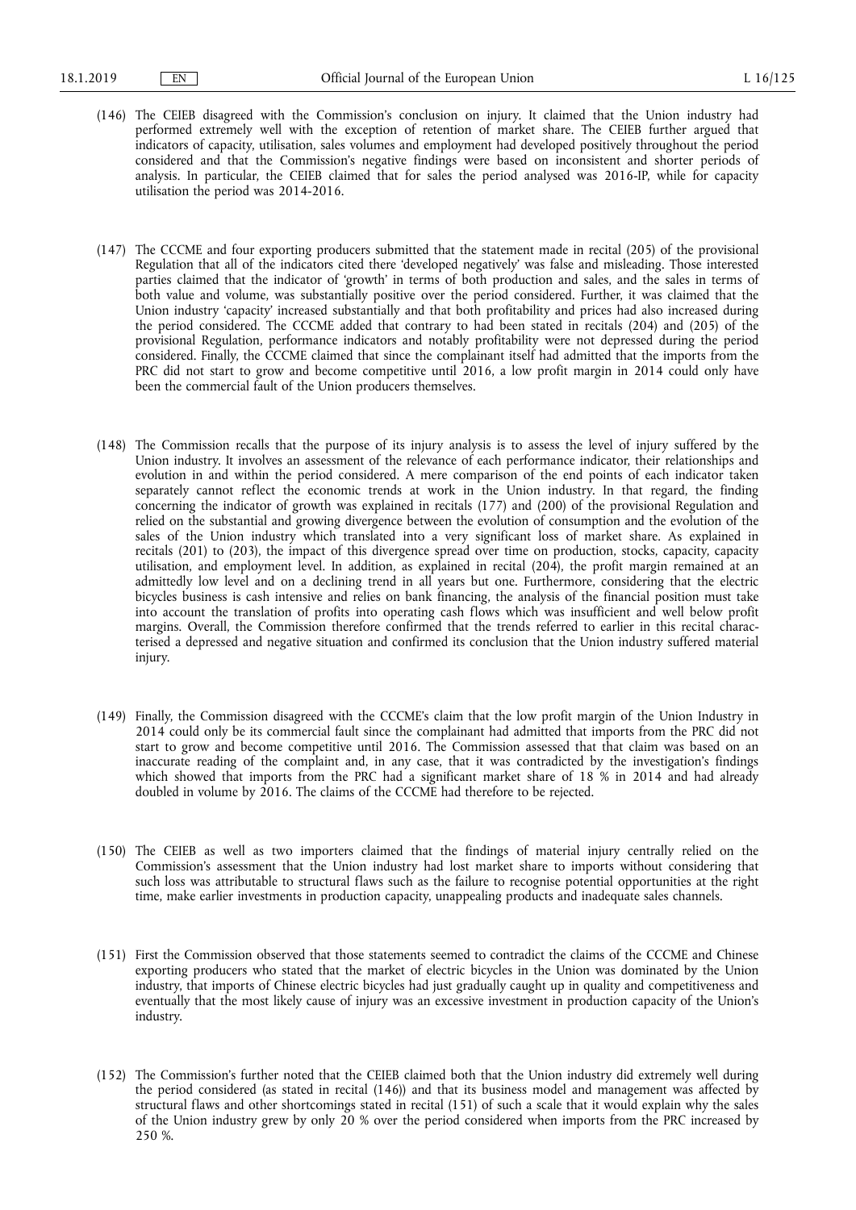(146) The CEIEB disagreed with the Commission's conclusion on injury. It claimed that the Union industry had performed extremely well with the exception of retention of market share. The CEIEB further argued that indicators of capacity, utilisation, sales volumes and employment had developed positively throughout the period considered and that the Commission's negative findings were based on inconsistent and shorter periods of analysis. In particular, the CEIEB claimed that for sales the period analysed was 2016-IP, while for capacity utilisation the period was 2014-2016.

(147) The CCCME and four exporting producers submitted that the statement made in recital (205) of the provisional Regulation that all of the indicators cited there 'developed negatively' was false and misleading. Those interested parties claimed that the indicator of 'growth' in terms of both production and sales, and the sales in terms of both value and volume, was substantially positive over the period considered. Further, it was claimed that the Union industry 'capacity' increased substantially and that both profitability and prices had also increased during the period considered. The CCCME added that contrary to had been stated in recitals (204) and (205) of the provisional Regulation, performance indicators and notably profitability were not depressed during the period considered. Finally, the CCCME claimed that since the complainant itself had admitted that the imports from the PRC did not start to grow and become competitive until 2016, a low profit margin in 2014 could only have been the commercial fault of the Union producers themselves.

(148) The Commission recalls that the purpose of its injury analysis is to assess the level of injury suffered by the Union industry. It involves an assessment of the relevance of each performance indicator, their relationships and evolution in and within the period considered. A mere comparison of the end points of each indicator taken separately cannot reflect the economic trends at work in the Union industry. In that regard, the finding concerning the indicator of growth was explained in recitals (177) and (200) of the provisional Regulation and relied on the substantial and growing divergence between the evolution of consumption and the evolution of the sales of the Union industry which translated into a very significant loss of market share. As explained in recitals (201) to (203), the impact of this divergence spread over time on production, stocks, capacity, capacity utilisation, and employment level. In addition, as explained in recital (204), the profit margin remained at an admittedly low level and on a declining trend in all years but one. Furthermore, considering that the electric bicycles business is cash intensive and relies on bank financing, the analysis of the financial position must take into account the translation of profits into operating cash flows which was insufficient and well below profit margins. Overall, the Commission therefore confirmed that the trends referred to earlier in this recital characterised a depressed and negative situation and confirmed its conclusion that the Union industry suffered material injury.

(149) Finally, the Commission disagreed with the CCCME's claim that the low profit margin of the Union Industry in 2014 could only be its commercial fault since the complainant had admitted that imports from the PRC did not start to grow and become competitive until 2016. The Commission assessed that that claim was based on an inaccurate reading of the complaint and, in any case, that it was contradicted by the investigation's findings which showed that imports from the PRC had a significant market share of 18 % in 2014 and had already doubled in volume by 2016. The claims of the CCCME had therefore to be rejected.

(150) The CEIEB as well as two importers claimed that the findings of material injury centrally relied on the Commission's assessment that the Union industry had lost market share to imports without considering that such loss was attributable to structural flaws such as the failure to recognise potential opportunities at the right time, make earlier investments in production capacity, unappealing products and inadequate sales channels.

(151) First the Commission observed that those statements seemed to contradict the claims of the CCCME and Chinese exporting producers who stated that the market of electric bicycles in the Union was dominated by the Union industry, that imports of Chinese electric bicycles had just gradually caught up in quality and competitiveness and eventually that the most likely cause of injury was an excessive investment in production capacity of the Union's industry.

(152) The Commission's further noted that the CEIEB claimed both that the Union industry did extremely well during the period considered (as stated in recital (146)) and that its business model and management was affected by structural flaws and other shortcomings stated in recital (151) of such a scale that it would explain why the sales of the Union industry grew by only 20 % over the period considered when imports from the PRC increased by 250 %.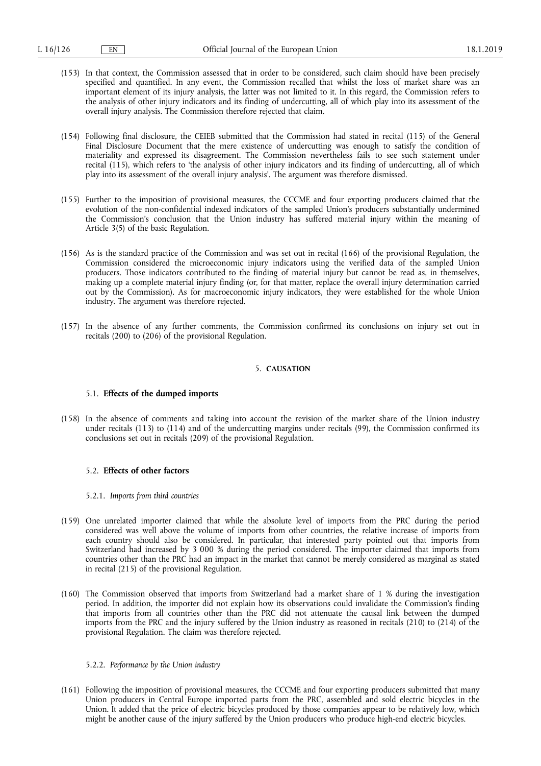(153) In that context, the Commission assessed that in order to be considered, such claim should have been precisely specified and quantified. In any event, the Commission recalled that whilst the loss of market share was an important element of its injury analysis, the latter was not limited to it. In this regard, the Commission refers to the analysis of other injury indicators and its finding of undercutting, all of which play into its assessment of the overall injury analysis. The Commission therefore rejected that claim.

(154) Following final disclosure, the CEIEB submitted that the Commission had stated in recital (115) of the General Final Disclosure Document that the mere existence of undercutting was enough to satisfy the condition of materiality and expressed its disagreement. The Commission nevertheless fails to see such statement under recital (115), which refers to 'the analysis of other injury indicators and its finding of undercutting, all of which play into its assessment of the overall injury analysis'. The argument was therefore dismissed.

(155) Further to the imposition of provisional measures, the CCCME and four exporting producers claimed that the evolution of the non-confidential indexed indicators of the sampled Union's producers substantially undermined the Commission's conclusion that the Union industry has suffered material injury within the meaning of Article 3(5) of the basic Regulation.

(156) As is the standard practice of the Commission and was set out in recital (166) of the provisional Regulation, the Commission considered the microeconomic injury indicators using the verified data of the sampled Union producers. Those indicators contributed to the finding of material injury but cannot be read as, in themselves, making up a complete material injury finding (or, for that matter, replace the overall injury determination carried out by the Commission). As for macroeconomic injury indicators, they were established for the whole Union industry. The argument was therefore rejected.

(157) In the absence of any further comments, the Commission confirmed its conclusions on injury set out in recitals (200) to (206) of the provisional Regulation.

## 5. CAUSATION

### 5.1. Effects of the dumped imports

(158) In the absence of comments and taking into account the revision of the market share of the Union industry under recitals (113) to (114) and of the undercutting margins under recitals (99), the Commission confirmed its conclusions set out in recitals (209) of the provisional Regulation.

### 5.2. Effects of other factors

#### 5.2.1. *Imports from third countries*

(159) One unrelated importer claimed that while the absolute level of imports from the PRC during the period considered was well above the volume of imports from other countries, the relative increase of imports from each country should also be considered. In particular, that interested party pointed out that imports from Switzerland had increased by 3 000 % during the period considered. The importer claimed that imports from countries other than the PRC had an impact in the market that cannot be merely considered as marginal as stated in recital (215) of the provisional Regulation.

(160) The Commission observed that imports from Switzerland had a market share of 1 % during the investigation period. In addition, the importer did not explain how its observations could invalidate the Commission's finding that imports from all countries other than the PRC did not attenuate the causal link between the dumped imports from the PRC and the injury suffered by the Union industry as reasoned in recitals (210) to (214) of the provisional Regulation. The claim was therefore rejected.

#### 5.2.2. *Performance by the Union industry*

(161) Following the imposition of provisional measures, the CCCME and four exporting producers submitted that many Union producers in Central Europe imported parts from the PRC, assembled and sold electric bicycles in the Union. It added that the price of electric bicycles produced by those companies appear to be relatively low, which might be another cause of the injury suffered by the Union producers who produce high-end electric bicycles.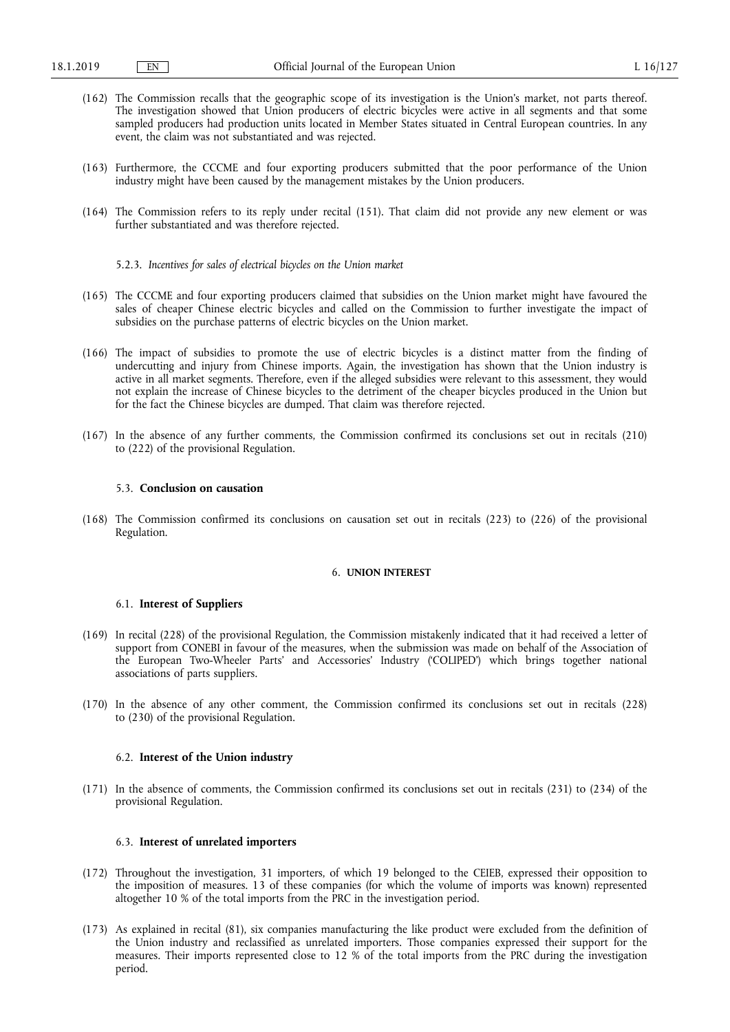(162) The Commission recalls that the geographic scope of its investigation is the Union's market, not parts thereof. The investigation showed that Union producers of electric bicycles were active in all segments and that some sampled producers had production units located in Member States situated in Central European countries. In any event, the claim was not substantiated and was rejected.

(163) Furthermore, the CCCME and four exporting producers submitted that the poor performance of the Union industry might have been caused by the management mistakes by the Union producers.

(164) The Commission refers to its reply under recital (151). That claim did not provide any new element or was further substantiated and was therefore rejected.

#### 5.2.3. *Incentives for sales of electrical bicycles on the Union market*

(165) The CCCME and four exporting producers claimed that subsidies on the Union market might have favoured the sales of cheaper Chinese electric bicycles and called on the Commission to further investigate the impact of subsidies on the purchase patterns of electric bicycles on the Union market.

(166) The impact of subsidies to promote the use of electric bicycles is a distinct matter from the finding of undercutting and injury from Chinese imports. Again, the investigation has shown that the Union industry is active in all market segments. Therefore, even if the alleged subsidies were relevant to this assessment, they would not explain the increase of Chinese bicycles to the detriment of the cheaper bicycles produced in the Union but for the fact the Chinese bicycles are dumped. That claim was therefore rejected.

(167) In the absence of any further comments, the Commission confirmed its conclusions set out in recitals (210) to (222) of the provisional Regulation.

### 5.3. **Conclusion on causation**

(168) The Commission confirmed its conclusions on causation set out in recitals (223) to (226) of the provisional Regulation.

## 6. **UNION INTEREST**

### 6.1. **Interest of Suppliers**

(169) In recital (228) of the provisional Regulation, the Commission mistakenly indicated that it had received a letter of support from CONEBI in favour of the measures, when the submission was made on behalf of the Association of the European Two-Wheeler Parts' and Accessories' Industry ('COLIPED') which brings together national associations of parts suppliers.

(170) In the absence of any other comment, the Commission confirmed its conclusions set out in recitals (228) to (230) of the provisional Regulation.

### 6.2. **Interest of the Union industry**

(171) In the absence of comments, the Commission confirmed its conclusions set out in recitals (231) to (234) of the provisional Regulation.

### 6.3. **Interest of unrelated importers**

(172) Throughout the investigation, 31 importers, of which 19 belonged to the CEIEB, expressed their opposition to the imposition of measures. 13 of these companies (for which the volume of imports was known) represented altogether 10 % of the total imports from the PRC in the investigation period.

(173) As explained in recital (81), six companies manufacturing the like product were excluded from the definition of the Union industry and reclassified as unrelated importers. Those companies expressed their support for the measures. Their imports represented close to 12 % of the total imports from the PRC during the investigation period.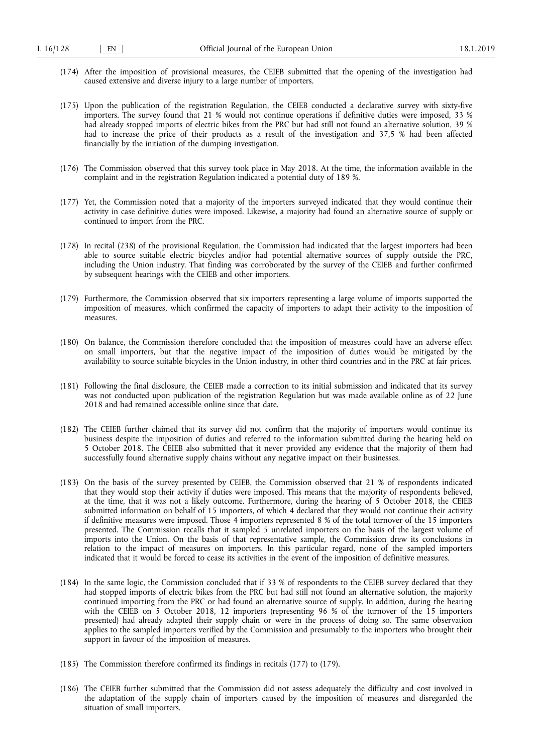(174) After the imposition of provisional measures, the CEIEB submitted that the opening of the investigation had caused extensive and diverse injury to a large number of importers.

(175) Upon the publication of the registration Regulation, the CEIEB conducted a declarative survey with sixty-five importers. The survey found that 21 % would not continue operations if definitive duties were imposed, 33 % had already stopped imports of electric bikes from the PRC but had still not found an alternative solution, 39 % had to increase the price of their products as a result of the investigation and 37,5 % had been affected financially by the initiation of the dumping investigation.

(176) The Commission observed that this survey took place in May 2018. At the time, the information available in the complaint and in the registration Regulation indicated a potential duty of 189 %.

(177) Yet, the Commission noted that a majority of the importers surveyed indicated that they would continue their activity in case definitive duties were imposed. Likewise, a majority had found an alternative source of supply or continued to import from the PRC.

(178) In recital (238) of the provisional Regulation, the Commission had indicated that the largest importers had been able to source suitable electric bicycles and/or had potential alternative sources of supply outside the PRC, including the Union industry. That finding was corroborated by the survey of the CEIEB and further confirmed by subsequent hearings with the CEIEB and other importers.

(179) Furthermore, the Commission observed that six importers representing a large volume of imports supported the imposition of measures, which confirmed the capacity of importers to adapt their activity to the imposition of measures.

(180) On balance, the Commission therefore concluded that the imposition of measures could have an adverse effect on small importers, but that the negative impact of the imposition of duties would be mitigated by the availability to source suitable bicycles in the Union industry, in other third countries and in the PRC at fair prices.

(181) Following the final disclosure, the CEIEB made a correction to its initial submission and indicated that its survey was not conducted upon publication of the registration Regulation but was made available online as of 22 June 2018 and had remained accessible online since that date.

(182) The CEIEB further claimed that its survey did not confirm that the majority of importers would continue its business despite the imposition of duties and referred to the information submitted during the hearing held on 5 October 2018. The CEIEB also submitted that it never provided any evidence that the majority of them had successfully found alternative supply chains without any negative impact on their businesses.

(183) On the basis of the survey presented by CEIEB, the Commission observed that 21 % of respondents indicated that they would stop their activity if duties were imposed. This means that the majority of respondents believed, at the time, that it was not a likely outcome. Furthermore, during the hearing of 5 October 2018, the CEIEB submitted information on behalf of 15 importers, of which 4 declared that they would not continue their activity if definitive measures were imposed. Those 4 importers represented 8 % of the total turnover of the 15 importers presented. The Commission recalls that it sampled 5 unrelated importers on the basis of the largest volume of imports into the Union. On the basis of that representative sample, the Commission drew its conclusions in relation to the impact of measures on importers. In this particular regard, none of the sampled importers indicated that it would be forced to cease its activities in the event of the imposition of definitive measures.

(184) In the same logic, the Commission concluded that if 33 % of respondents to the CEIEB survey declared that they had stopped imports of electric bikes from the PRC but had still not found an alternative solution, the majority continued importing from the PRC or had found an alternative source of supply. In addition, during the hearing with the CEIEB on 5 October 2018, 12 importers (representing 96 % of the turnover of the 15 importers presented) had already adapted their supply chain or were in the process of doing so. The same observation applies to the sampled importers verified by the Commission and presumably to the importers who brought their support in favour of the imposition of measures.

(185) The Commission therefore confirmed its findings in recitals (177) to (179).

(186) The CEIEB further submitted that the Commission did not assess adequately the difficulty and cost involved in the adaptation of the supply chain of importers caused by the imposition of measures and disregarded the situation of small importers.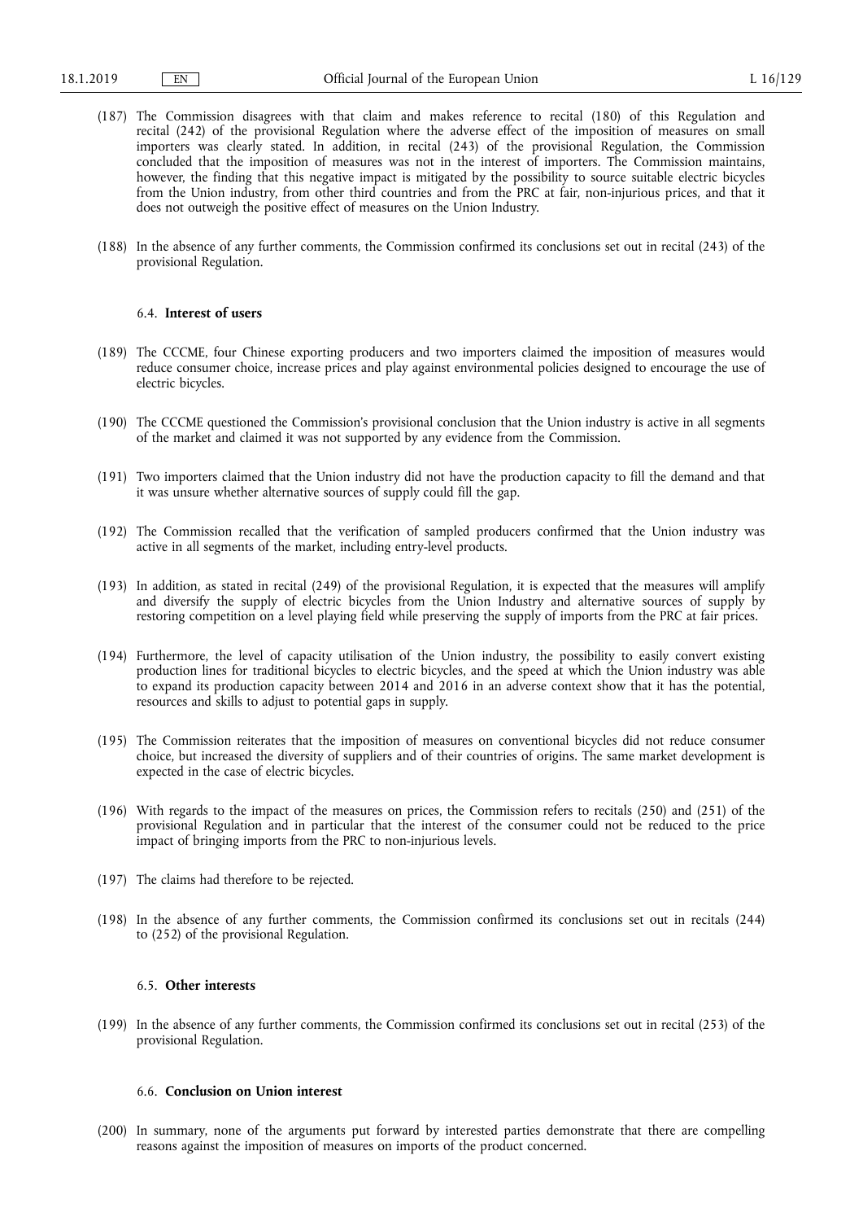(187) The Commission disagrees with that claim and makes reference to recital (180) of this Regulation and recital (242) of the provisional Regulation where the adverse effect of the imposition of measures on small importers was clearly stated. In addition, in recital (243) of the provisional Regulation, the Commission concluded that the imposition of measures was not in the interest of importers. The Commission maintains, however, the finding that this negative impact is mitigated by the possibility to source suitable electric bicycles from the Union industry, from other third countries and from the PRC at fair, non-injurious prices, and that it does not outweigh the positive effect of measures on the Union Industry.

(188) In the absence of any further comments, the Commission confirmed its conclusions set out in recital (243) of the provisional Regulation.

### 6.4. **Interest of users**

(189) The CCCME, four Chinese exporting producers and two importers claimed the imposition of measures would reduce consumer choice, increase prices and play against environmental policies designed to encourage the use of electric bicycles.

(190) The CCCME questioned the Commission's provisional conclusion that the Union industry is active in all segments of the market and claimed it was not supported by any evidence from the Commission.

(191) Two importers claimed that the Union industry did not have the production capacity to fill the demand and that it was unsure whether alternative sources of supply could fill the gap.

(192) The Commission recalled that the verification of sampled producers confirmed that the Union industry was active in all segments of the market, including entry-level products.

(193) In addition, as stated in recital (249) of the provisional Regulation, it is expected that the measures will amplify and diversify the supply of electric bicycles from the Union Industry and alternative sources of supply by restoring competition on a level playing field while preserving the supply of imports from the PRC at fair prices.

(194) Furthermore, the level of capacity utilisation of the Union industry, the possibility to easily convert existing production lines for traditional bicycles to electric bicycles, and the speed at which the Union industry was able to expand its production capacity between 2014 and 2016 in an adverse context show that it has the potential, resources and skills to adjust to potential gaps in supply.

(195) The Commission reiterates that the imposition of measures on conventional bicycles did not reduce consumer choice, but increased the diversity of suppliers and of their countries of origins. The same market development is expected in the case of electric bicycles.

(196) With regards to the impact of the measures on prices, the Commission refers to recitals (250) and (251) of the provisional Regulation and in particular that the interest of the consumer could not be reduced to the price impact of bringing imports from the PRC to non-injurious levels.

(197) The claims had therefore to be rejected.

(198) In the absence of any further comments, the Commission confirmed its conclusions set out in recitals (244) to (252) of the provisional Regulation.

### 6.5. **Other interests**

(199) In the absence of any further comments, the Commission confirmed its conclusions set out in recital (253) of the provisional Regulation.

### 6.6. **Conclusion on Union interest**

(200) In summary, none of the arguments put forward by interested parties demonstrate that there are compelling reasons against the imposition of measures on imports of the product concerned.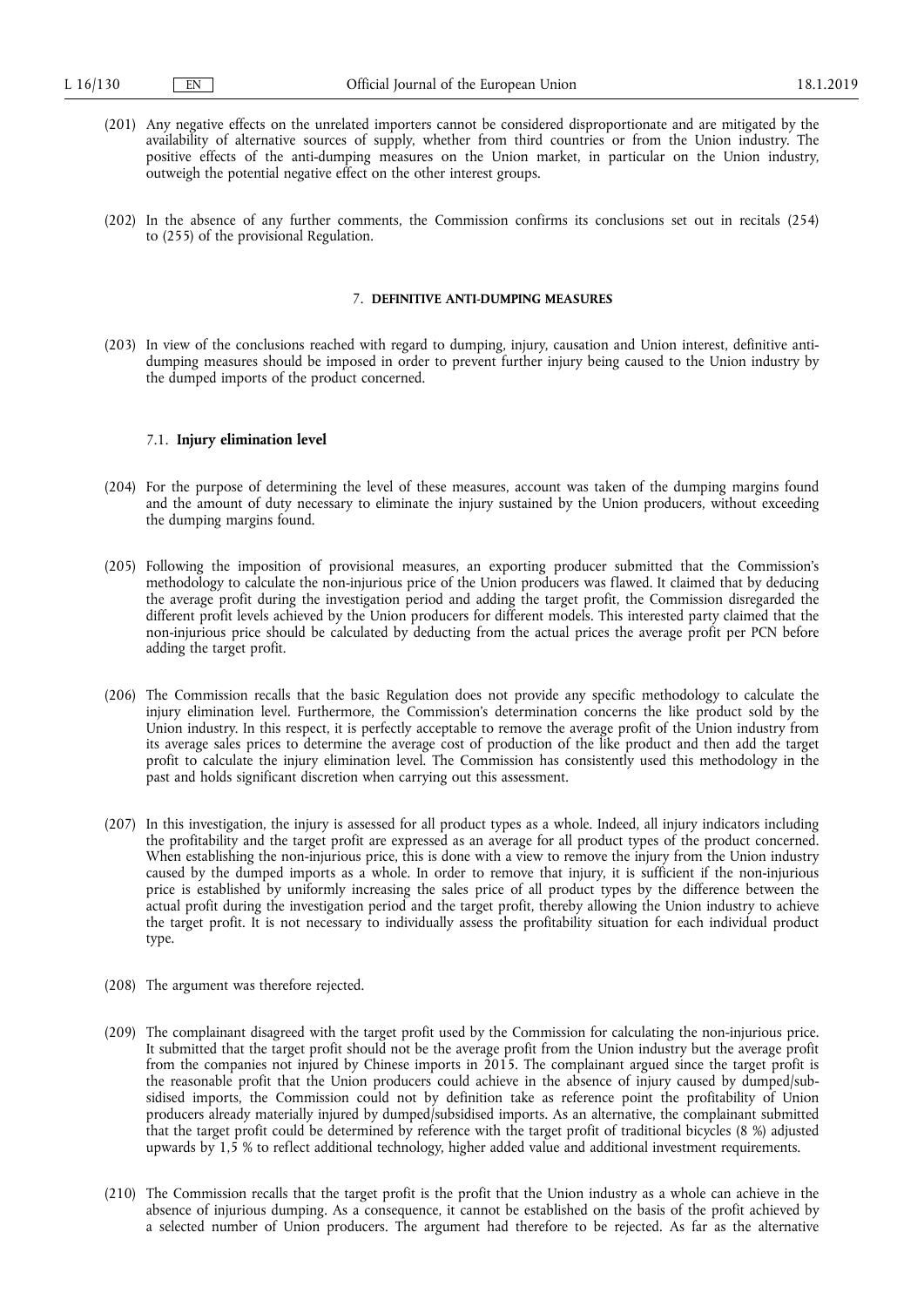(201) Any negative effects on the unrelated importers cannot be considered disproportionate and are mitigated by the availability of alternative sources of supply, whether from third countries or from the Union industry. The positive effects of the anti-dumping measures on the Union market, in particular on the Union industry, outweigh the potential negative effect on the other interest groups.

(202) In the absence of any further comments, the Commission confirms its conclusions set out in recitals (254) to (255) of the provisional Regulation.

## 7. DEFINITIVE ANTI-DUMPING MEASURES

(203) In view of the conclusions reached with regard to dumping, injury, causation and Union interest, definitive anti-dumping measures should be imposed in order to prevent further injury being caused to the Union industry by the dumped imports of the product concerned.

### 7.1. Injury elimination level

(204) For the purpose of determining the level of these measures, account was taken of the dumping margins found and the amount of duty necessary to eliminate the injury sustained by the Union producers, without exceeding the dumping margins found.

(205) Following the imposition of provisional measures, an exporting producer submitted that the Commission's methodology to calculate the non-injurious price of the Union producers was flawed. It claimed that by deducing the average profit during the investigation period and adding the target profit, the Commission disregarded the different profit levels achieved by the Union producers for different models. This interested party claimed that the non-injurious price should be calculated by deducting from the actual prices the average profit per PCN before adding the target profit.

(206) The Commission recalls that the basic Regulation does not provide any specific methodology to calculate the injury elimination level. Furthermore, the Commission's determination concerns the like product sold by the Union industry. In this respect, it is perfectly acceptable to remove the average profit of the Union industry from its average sales prices to determine the average cost of production of the like product and then add the target profit to calculate the injury elimination level. The Commission has consistently used this methodology in the past and holds significant discretion when carrying out this assessment.

(207) In this investigation, the injury is assessed for all product types as a whole. Indeed, all injury indicators including the profitability and the target profit are expressed as an average for all product types of the product concerned. When establishing the non-injurious price, this is done with a view to remove the injury from the Union industry caused by the dumped imports as a whole. In order to remove that injury, it is sufficient if the non-injurious price is established by uniformly increasing the sales price of all product types by the difference between the actual profit during the investigation period and the target profit, thereby allowing the Union industry to achieve the target profit. It is not necessary to individually assess the profitability situation for each individual product type.

(208) The argument was therefore rejected.

(209) The complainant disagreed with the target profit used by the Commission for calculating the non-injurious price. It submitted that the target profit should not be the average profit from the Union industry but the average profit from the companies not injured by Chinese imports in 2015. The complainant argued since the target profit is the reasonable profit that the Union producers could achieve in the absence of injury caused by dumped/subsidised imports, the Commission could not by definition take as reference point the profitability of Union producers already materially injured by dumped/subsidised imports. As an alternative, the complainant submitted that the target profit could be determined by reference with the target profit of traditional bicycles (8 %) adjusted upwards by 1,5 % to reflect additional technology, higher added value and additional investment requirements.

(210) The Commission recalls that the target profit is the profit that the Union industry as a whole can achieve in the absence of injurious dumping. As a consequence, it cannot be established on the basis of the profit achieved by a selected number of Union producers. The argument had therefore to be rejected. As far as the alternative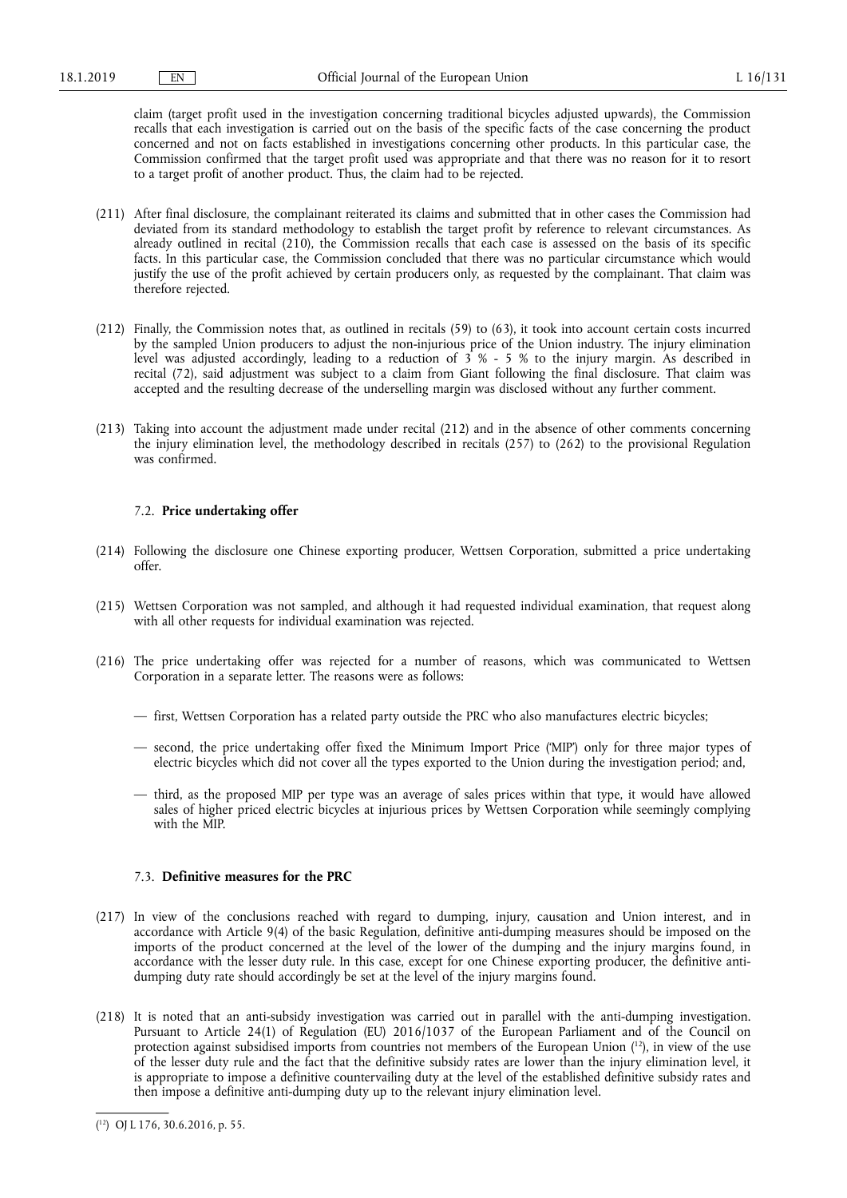claim (target profit used in the investigation concerning traditional bicycles adjusted upwards), the Commission recalls that each investigation is carried out on the basis of the specific facts of the case concerning the product concerned and not on facts established in investigations concerning other products. In this particular case, the Commission confirmed that the target profit used was appropriate and that there was no reason for it to resort to a target profit of another product. Thus, the claim had to be rejected.

(211) After final disclosure, the complainant reiterated its claims and submitted that in other cases the Commission had deviated from its standard methodology to establish the target profit by reference to relevant circumstances. As already outlined in recital (210), the Commission recalls that each case is assessed on the basis of its specific facts. In this particular case, the Commission concluded that there was no particular circumstance which would justify the use of the profit achieved by certain producers only, as requested by the complainant. That claim was therefore rejected.

(212) Finally, the Commission notes that, as outlined in recitals (59) to (63), it took into account certain costs incurred by the sampled Union producers to adjust the non-injurious price of the Union industry. The injury elimination level was adjusted accordingly, leading to a reduction of 3 % - 5 % to the injury margin. As described in recital (72), said adjustment was subject to a claim from Giant following the final disclosure. That claim was accepted and the resulting decrease of the underselling margin was disclosed without any further comment.

(213) Taking into account the adjustment made under recital (212) and in the absence of other comments concerning the injury elimination level, the methodology described in recitals (257) to (262) to the provisional Regulation was confirmed.

### 7.2. **Price undertaking offer**

(214) Following the disclosure one Chinese exporting producer, Wettsen Corporation, submitted a price undertaking offer.

(215) Wettsen Corporation was not sampled, and although it had requested individual examination, that request along with all other requests for individual examination was rejected.

(216) The price undertaking offer was rejected for a number of reasons, which was communicated to Wettsen Corporation in a separate letter. The reasons were as follows:

— first, Wettsen Corporation has a related party outside the PRC who also manufactures electric bicycles;

— second, the price undertaking offer fixed the Minimum Import Price ('MIP') only for three major types of electric bicycles which did not cover all the types exported to the Union during the investigation period; and,

— third, as the proposed MIP per type was an average of sales prices within that type, it would have allowed sales of higher priced electric bicycles at injurious prices by Wettsen Corporation while seemingly complying with the MIP.

### 7.3. **Definitive measures for the PRC**

(217) In view of the conclusions reached with regard to dumping, injury, causation and Union interest, and in accordance with Article 9(4) of the basic Regulation, definitive anti-dumping measures should be imposed on the imports of the product concerned at the level of the lower of the dumping and the injury margins found, in accordance with the lesser duty rule. In this case, except for one Chinese exporting producer, the definitive anti-dumping duty rate should accordingly be set at the level of the injury margins found.

(218) It is noted that an anti-subsidy investigation was carried out in parallel with the anti-dumping investigation. Pursuant to Article 24(1) of Regulation (EU) 2016/1037 of the European Parliament and of the Council on protection against subsidised imports from countries not members of the European Union [12], in view of the use of the lesser duty rule and the fact that the definitive subsidy rates are lower than the injury elimination level, it is appropriate to impose a definitive countervailing duty at the level of the established definitive subsidy rates and then impose a definitive anti-dumping duty up to the relevant injury elimination level.

---

[12] OJ L 176, 30.6.2016, p. 55.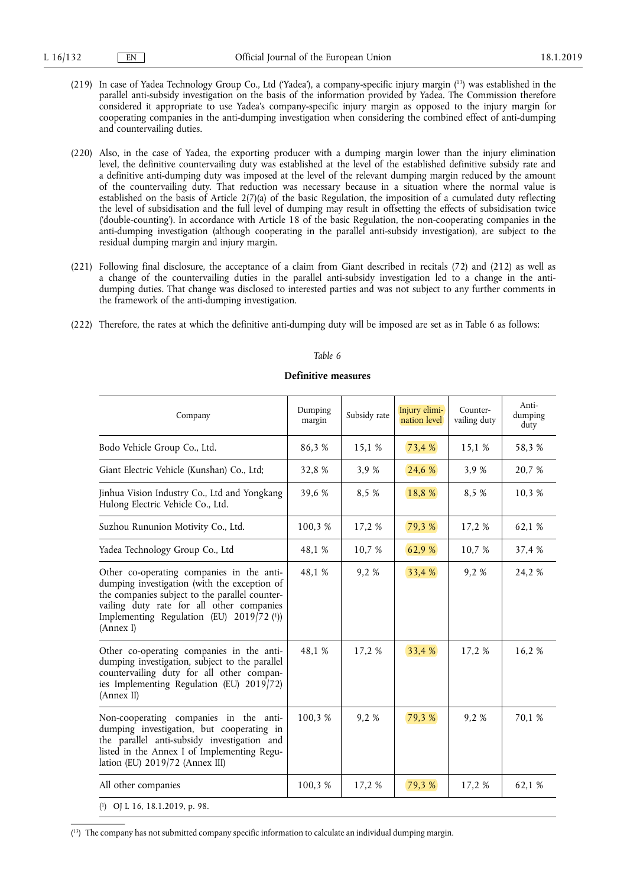(219) In case of Yadea Technology Group Co., Ltd ('Yadea'), a company-specific injury margin [13] was established in the parallel anti-subsidy investigation on the basis of the information provided by Yadea. The Commission therefore considered it appropriate to use Yadea's company-specific injury margin as opposed to the injury margin for cooperating companies in the anti-dumping investigation when considering the combined effect of anti-dumping and countervailing duties.

(220) Also, in the case of Yadea, the exporting producer with a dumping margin lower than the injury elimination level, the definitive countervailing duty was established at the level of the established definitive subsidy rate and a definitive anti-dumping duty was imposed at the level of the relevant dumping margin reduced by the amount of the countervailing duty. That reduction was necessary because in a situation where the normal value is established on the basis of Article 2(7)(a) of the basic Regulation, the imposition of a cumulated duty reflecting the level of subsidisation and the full level of dumping may result in offsetting the effects of subsidisation twice ('double-counting'). In accordance with Article 18 of the basic Regulation, the non-cooperating companies in the anti-dumping investigation (although cooperating in the parallel anti-subsidy investigation), are subject to the residual dumping margin and injury margin.

(221) Following final disclosure, the acceptance of a claim from Giant described in recitals (72) and (212) as well as a change of the countervailing duties in the parallel anti-subsidy investigation led to a change in the anti-dumping duties. That change was disclosed to interested parties and was not subject to any further comments in the framework of the anti-dumping investigation.

(222) Therefore, the rates at which the definitive anti-dumping duty will be imposed are set as in Table 6 as follows:

*Table 6*

**Definitive measures**

| Company | Dumping margin | Subsidy rate | Injury elimination level | Countervailing duty | Anti-dumping duty |
|---|---|---|---|---|---|
| Bodo Vehicle Group Co., Ltd. | 86,3 % | 15,1 % | 73,4 % | 15,1 % | 58,3 % |
| Giant Electric Vehicle (Kunshan) Co., Ltd; | 32,8 % | 3,9 % | 24,6 % | 3,9 % | 20,7 % |
| Jinhua Vision Industry Co., Ltd and Yongkang Hulong Electric Vehicle Co., Ltd. | 39,6 % | 8,5 % | 18,8 % | 8,5 % | 10,3 % |
| Suzhou Rununion Motivity Co., Ltd. | 100,3 % | 17,2 % | 79,3 % | 17,2 % | 62,1 % |
| Yadea Technology Group Co., Ltd | 48,1 % | 10,7 % | 62,9 % | 10,7 % | 37,4 % |
| Other co-operating companies in the anti-dumping investigation (with the exception of the companies subject to the parallel countervailing duty rate for all other companies Implementing Regulation (EU) 2019/72 [1]) (Annex I) | 48,1 % | 9,2 % | 33,4 % | 9,2 % | 24,2 % |
| Other co-operating companies in the anti-dumping investigation, subject to the parallel countervailing duty for all other companies Implementing Regulation (EU) 2019/72) (Annex II) | 48,1 % | 17,2 % | 33,4 % | 17,2 % | 16,2 % |
| Non-cooperating companies in the anti-dumping investigation, but cooperating in the parallel anti-subsidy investigation and listed in the Annex I of Implementing Regulation (EU) 2019/72 (Annex III) | 100,3 % | 9,2 % | 79,3 % | 9,2 % | 70,1 % |
| All other companies | 100,3 % | 17,2 % | 79,3 % | 17,2 % | 62,1 % |

[1] OJ L 16, 18.1.2019, p. 98.

[13] The company has not submitted company specific information to calculate an individual dumping margin.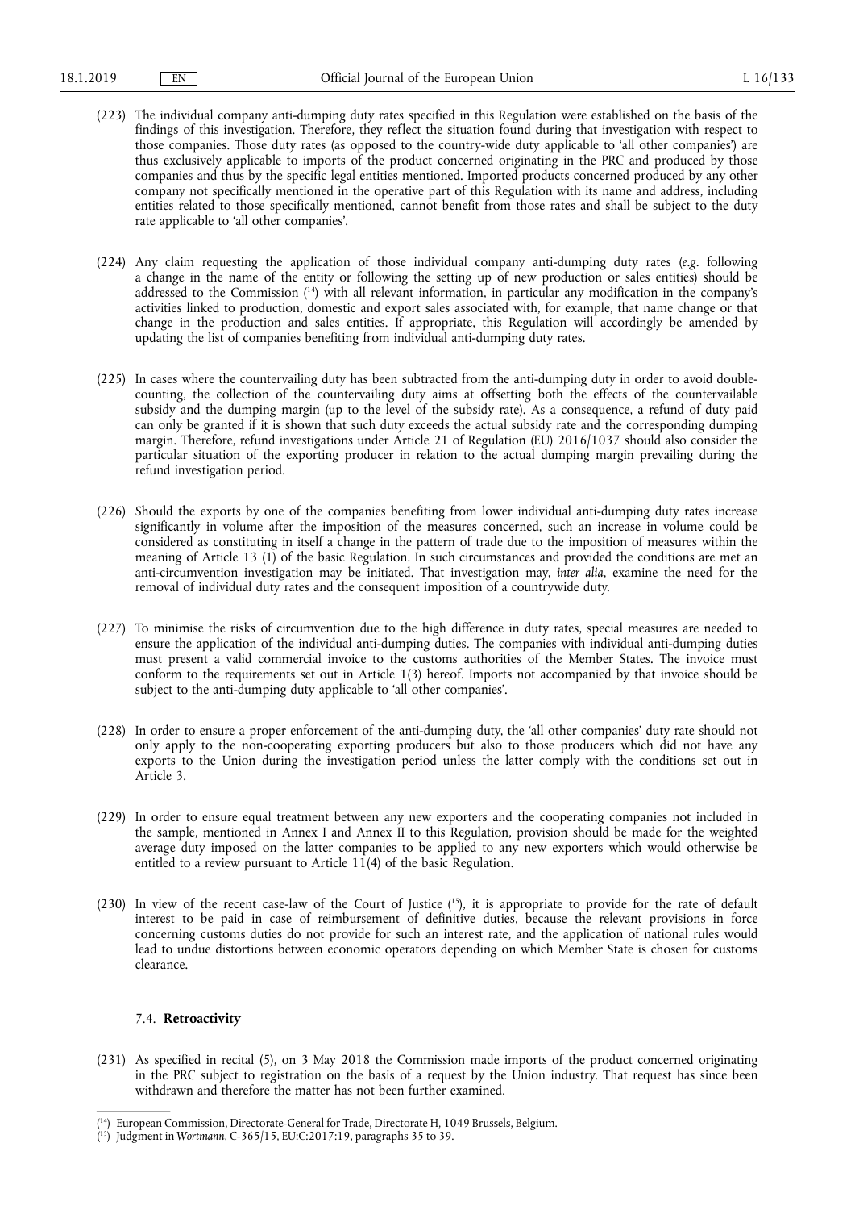(223) The individual company anti-dumping duty rates specified in this Regulation were established on the basis of the findings of this investigation. Therefore, they reflect the situation found during that investigation with respect to those companies. Those duty rates (as opposed to the country-wide duty applicable to 'all other companies') are thus exclusively applicable to imports of the product concerned originating in the PRC and produced by those companies and thus by the specific legal entities mentioned. Imported products concerned produced by any other company not specifically mentioned in the operative part of this Regulation with its name and address, including entities related to those specifically mentioned, cannot benefit from those rates and shall be subject to the duty rate applicable to 'all other companies'.

(224) Any claim requesting the application of those individual company anti-dumping duty rates (*e.g.* following a change in the name of the entity or following the setting up of new production or sales entities) should be addressed to the Commission [14] with all relevant information, in particular any modification in the company's activities linked to production, domestic and export sales associated with, for example, that name change or that change in the production and sales entities. If appropriate, this Regulation will accordingly be amended by updating the list of companies benefiting from individual anti-dumping duty rates.

(225) In cases where the countervailing duty has been subtracted from the anti-dumping duty in order to avoid double-counting, the collection of the countervailing duty aims at offsetting both the effects of the countervailable subsidy and the dumping margin (up to the level of the subsidy rate). As a consequence, a refund of duty paid can only be granted if it is shown that such duty exceeds the actual subsidy rate and the corresponding dumping margin. Therefore, refund investigations under Article 21 of Regulation (EU) 2016/1037 should also consider the particular situation of the exporting producer in relation to the actual dumping margin prevailing during the refund investigation period.

(226) Should the exports by one of the companies benefiting from lower individual anti-dumping duty rates increase significantly in volume after the imposition of the measures concerned, such an increase in volume could be considered as constituting in itself a change in the pattern of trade due to the imposition of measures within the meaning of Article 13 (1) of the basic Regulation. In such circumstances and provided the conditions are met an anti-circumvention investigation may be initiated. That investigation may, *inter alia*, examine the need for the removal of individual duty rates and the consequent imposition of a countrywide duty.

(227) To minimise the risks of circumvention due to the high difference in duty rates, special measures are needed to ensure the application of the individual anti-dumping duties. The companies with individual anti-dumping duties must present a valid commercial invoice to the customs authorities of the Member States. The invoice must conform to the requirements set out in Article 1(3) hereof. Imports not accompanied by that invoice should be subject to the anti-dumping duty applicable to 'all other companies'.

(228) In order to ensure a proper enforcement of the anti-dumping duty, the 'all other companies' duty rate should not only apply to the non-cooperating exporting producers but also to those producers which did not have any exports to the Union during the investigation period unless the latter comply with the conditions set out in Article 3.

(229) In order to ensure equal treatment between any new exporters and the cooperating companies not included in the sample, mentioned in Annex I and Annex II to this Regulation, provision should be made for the weighted average duty imposed on the latter companies to be applied to any new exporters which would otherwise be entitled to a review pursuant to Article 11(4) of the basic Regulation.

(230) In view of the recent case-law of the Court of Justice [15], it is appropriate to provide for the rate of default interest to be paid in case of reimbursement of definitive duties, because the relevant provisions in force concerning customs duties do not provide for such an interest rate, and the application of national rules would lead to undue distortions between economic operators depending on which Member State is chosen for customs clearance.

### 7.4. **Retroactivity**

(231) As specified in recital (5), on 3 May 2018 the Commission made imports of the product concerned originating in the PRC subject to registration on the basis of a request by the Union industry. That request has since been withdrawn and therefore the matter has not been further examined.

---

[14] European Commission, Directorate-General for Trade, Directorate H, 1049 Brussels, Belgium.

[15] Judgment in *Wortmann*, C-365/15, EU:C:2017:19, paragraphs 35 to 39.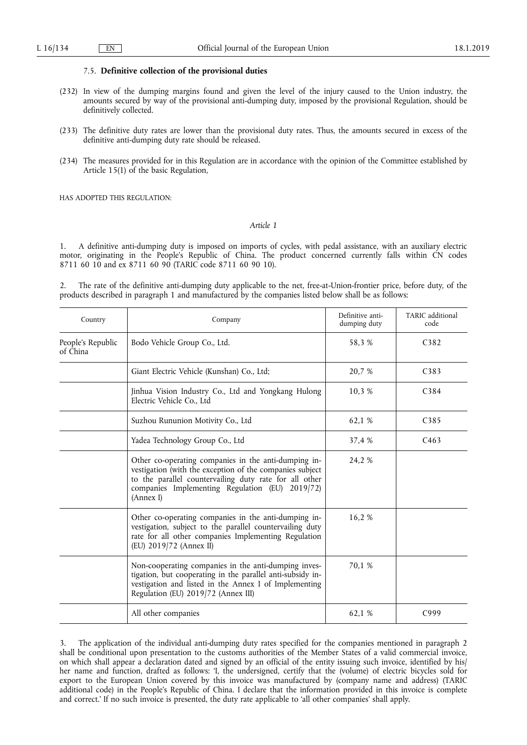### 7.5. **Definitive collection of the provisional duties**

(232) In view of the dumping margins found and given the level of the injury caused to the Union industry, the amounts secured by way of the provisional anti-dumping duty, imposed by the provisional Regulation, should be definitively collected.

(233) The definitive duty rates are lower than the provisional duty rates. Thus, the amounts secured in excess of the definitive anti-dumping duty rate should be released.

(234) The measures provided for in this Regulation are in accordance with the opinion of the Committee established by Article 15(1) of the basic Regulation,

HAS ADOPTED THIS REGULATION:

*Article 1*

1. A definitive anti-dumping duty is imposed on imports of cycles, with pedal assistance, with an auxiliary electric motor, originating in the People's Republic of China. The product concerned currently falls within CN codes 8711 60 10 and ex 8711 60 90 (TARIC code 8711 60 90 10).

2. The rate of the definitive anti-dumping duty applicable to the net, free-at-Union-frontier price, before duty, of the products described in paragraph 1 and manufactured by the companies listed below shall be as follows:

| Country | Company | Definitive anti-dumping duty | TARIC additional code |
|---|---|---|---|
| People's Republic of China | Bodo Vehicle Group Co., Ltd. | 58,3 % | C382 |
| | Giant Electric Vehicle (Kunshan) Co., Ltd; | 20,7 % | C383 |
| | Jinhua Vision Industry Co., Ltd and Yongkang Hulong Electric Vehicle Co., Ltd | 10,3 % | C384 |
| | Suzhou Rununion Motivity Co., Ltd | 62,1 % | C385 |
| | Yadea Technology Group Co., Ltd | 37,4 % | C463 |
| | Other co-operating companies in the anti-dumping investigation (with the exception of the companies subject to the parallel countervailing duty rate for all other companies Implementing Regulation (EU) 2019/72) (Annex I) | 24,2 % | |
| | Other co-operating companies in the anti-dumping investigation, subject to the parallel countervailing duty rate for all other companies Implementing Regulation (EU) 2019/72 (Annex II) | 16,2 % | |
| | Non-cooperating companies in the anti-dumping investigation, but cooperating in the parallel anti-subsidy investigation and listed in the Annex I of Implementing Regulation (EU) 2019/72 (Annex III) | 70,1 % | |
| | All other companies | 62,1 % | C999 |

3. The application of the individual anti-dumping duty rates specified for the companies mentioned in paragraph 2 shall be conditional upon presentation to the customs authorities of the Member States of a valid commercial invoice, on which shall appear a declaration dated and signed by an official of the entity issuing such invoice, identified by his/her name and function, drafted as follows: 'I, the undersigned, certify that the (volume) of electric bicycles sold for export to the European Union covered by this invoice was manufactured by (company name and address) (TARIC additional code) in the People's Republic of China. I declare that the information provided in this invoice is complete and correct.' If no such invoice is presented, the duty rate applicable to 'all other companies' shall apply.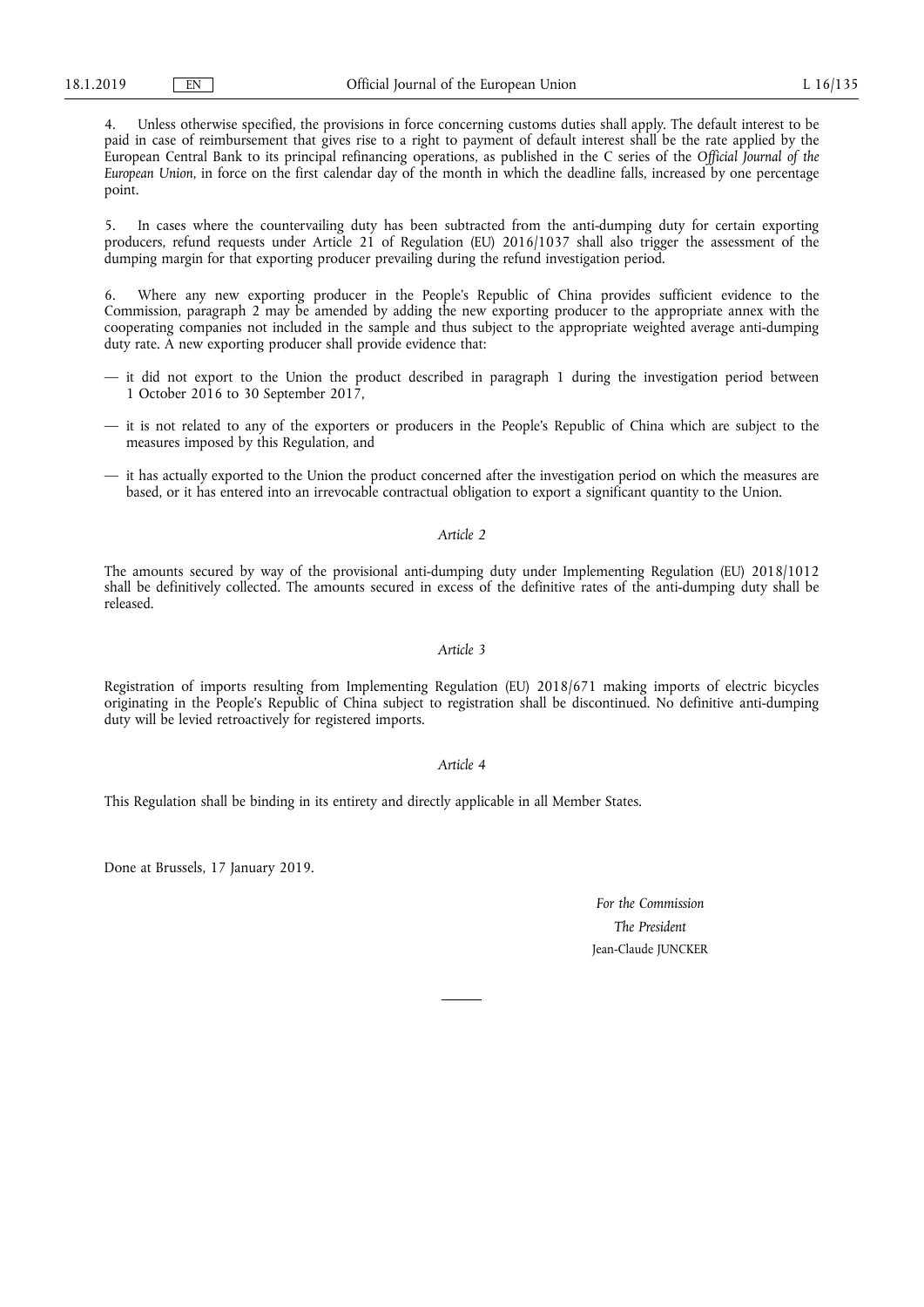4. Unless otherwise specified, the provisions in force concerning customs duties shall apply. The default interest to be paid in case of reimbursement that gives rise to a right to payment of default interest shall be the rate applied by the European Central Bank to its principal refinancing operations, as published in the C series of the *Official Journal of the European Union*, in force on the first calendar day of the month in which the deadline falls, increased by one percentage point.

5. In cases where the countervailing duty has been subtracted from the anti-dumping duty for certain exporting producers, refund requests under Article 21 of Regulation (EU) 2016/1037 shall also trigger the assessment of the dumping margin for that exporting producer prevailing during the refund investigation period.

6. Where any new exporting producer in the People's Republic of China provides sufficient evidence to the Commission, paragraph 2 may be amended by adding the new exporting producer to the appropriate annex with the cooperating companies not included in the sample and thus subject to the appropriate weighted average anti-dumping duty rate. A new exporting producer shall provide evidence that:

— it did not export to the Union the product described in paragraph 1 during the investigation period between 1 October 2016 to 30 September 2017,

— it is not related to any of the exporters or producers in the People's Republic of China which are subject to the measures imposed by this Regulation, and

— it has actually exported to the Union the product concerned after the investigation period on which the measures are based, or it has entered into an irrevocable contractual obligation to export a significant quantity to the Union.

*Article 2*

The amounts secured by way of the provisional anti-dumping duty under Implementing Regulation (EU) 2018/1012 shall be definitively collected. The amounts secured in excess of the definitive rates of the anti-dumping duty shall be released.

*Article 3*

Registration of imports resulting from Implementing Regulation (EU) 2018/671 making imports of electric bicycles originating in the People's Republic of China subject to registration shall be discontinued. No definitive anti-dumping duty will be levied retroactively for registered imports.

*Article 4*

This Regulation shall be binding in its entirety and directly applicable in all Member States.

Done at Brussels, 17 January 2019.

*For the Commission*

*The President*

Jean-Claude JUNCKER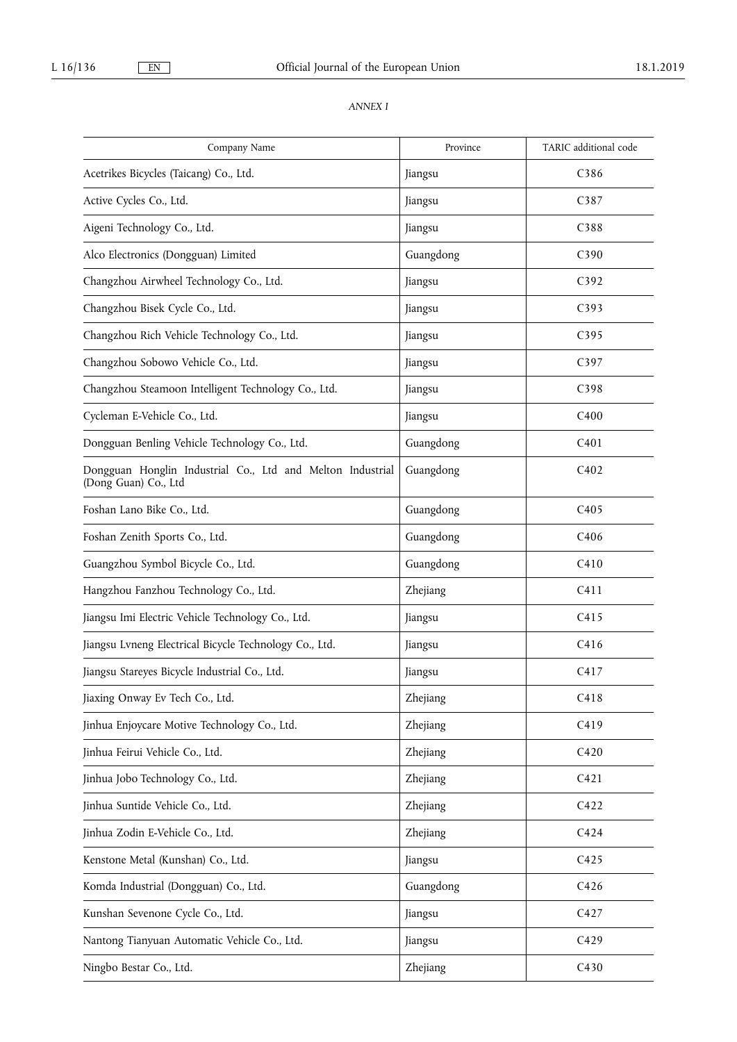*ANNEX I*

| Company Name | Province | TARIC additional code |
|---|---|---|
| Acetrikes Bicycles (Taicang) Co., Ltd. | Jiangsu | C386 |
| Active Cycles Co., Ltd. | Jiangsu | C387 |
| Aigeni Technology Co., Ltd. | Jiangsu | C388 |
| Alco Electronics (Dongguan) Limited | Guangdong | C390 |
| Changzhou Airwheel Technology Co., Ltd. | Jiangsu | C392 |
| Changzhou Bisek Cycle Co., Ltd. | Jiangsu | C393 |
| Changzhou Rich Vehicle Technology Co., Ltd. | Jiangsu | C395 |
| Changzhou Sobowo Vehicle Co., Ltd. | Jiangsu | C397 |
| Changzhou Steamoon Intelligent Technology Co., Ltd. | Jiangsu | C398 |
| Cycleman E-Vehicle Co., Ltd. | Jiangsu | C400 |
| Dongguan Benling Vehicle Technology Co., Ltd. | Guangdong | C401 |
| Dongguan Honglin Industrial Co., Ltd and Melton Industrial (Dong Guan) Co., Ltd | Guangdong | C402 |
| Foshan Lano Bike Co., Ltd. | Guangdong | C405 |
| Foshan Zenith Sports Co., Ltd. | Guangdong | C406 |
| Guangzhou Symbol Bicycle Co., Ltd. | Guangdong | C410 |
| Hangzhou Fanzhou Technology Co., Ltd. | Zhejiang | C411 |
| Jiangsu Imi Electric Vehicle Technology Co., Ltd. | Jiangsu | C415 |
| Jiangsu Lvneng Electrical Bicycle Technology Co., Ltd. | Jiangsu | C416 |
| Jiangsu Stareyes Bicycle Industrial Co., Ltd. | Jiangsu | C417 |
| Jiaxing Onway Ev Tech Co., Ltd. | Zhejiang | C418 |
| Jinhua Enjoycare Motive Technology Co., Ltd. | Zhejiang | C419 |
| Jinhua Feirui Vehicle Co., Ltd. | Zhejiang | C420 |
| Jinhua Jobo Technology Co., Ltd. | Zhejiang | C421 |
| Jinhua Suntide Vehicle Co., Ltd. | Zhejiang | C422 |
| Jinhua Zodin E-Vehicle Co., Ltd. | Zhejiang | C424 |
| Kenstone Metal (Kunshan) Co., Ltd. | Jiangsu | C425 |
| Komda Industrial (Dongguan) Co., Ltd. | Guangdong | C426 |
| Kunshan Sevenone Cycle Co., Ltd. | Jiangsu | C427 |
| Nantong Tianyuan Automatic Vehicle Co., Ltd. | Jiangsu | C429 |
| Ningbo Bestar Co., Ltd. | Zhejiang | C430 |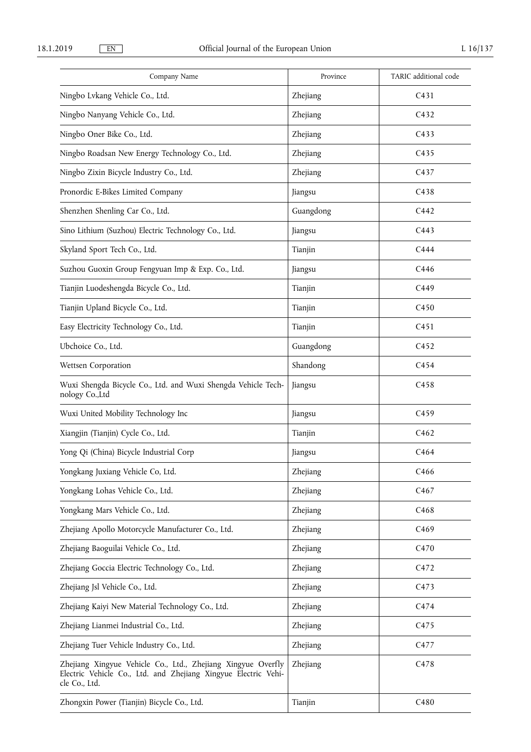| Company Name | Province | TARIC additional code |
|---|---|---|
| Ningbo Lvkang Vehicle Co., Ltd. | Zhejiang | C431 |
| Ningbo Nanyang Vehicle Co., Ltd. | Zhejiang | C432 |
| Ningbo Oner Bike Co., Ltd. | Zhejiang | C433 |
| Ningbo Roadsan New Energy Technology Co., Ltd. | Zhejiang | C435 |
| Ningbo Zixin Bicycle Industry Co., Ltd. | Zhejiang | C437 |
| Pronordic E-Bikes Limited Company | Jiangsu | C438 |
| Shenzhen Shenling Car Co., Ltd. | Guangdong | C442 |
| Sino Lithium (Suzhou) Electric Technology Co., Ltd. | Jiangsu | C443 |
| Skyland Sport Tech Co., Ltd. | Tianjin | C444 |
| Suzhou Guoxin Group Fengyuan Imp & Exp. Co., Ltd. | Jiangsu | C446 |
| Tianjin Luodeshengda Bicycle Co., Ltd. | Tianjin | C449 |
| Tianjin Upland Bicycle Co., Ltd. | Tianjin | C450 |
| Easy Electricity Technology Co., Ltd. | Tianjin | C451 |
| Ubchoice Co., Ltd. | Guangdong | C452 |
| Wettsen Corporation | Shandong | C454 |
| Wuxi Shengda Bicycle Co., Ltd. and Wuxi Shengda Vehicle Technology Co.,Ltd | Jiangsu | C458 |
| Wuxi United Mobility Technology Inc | Jiangsu | C459 |
| Xiangjin (Tianjin) Cycle Co., Ltd. | Tianjin | C462 |
| Yong Qi (China) Bicycle Industrial Corp | Jiangsu | C464 |
| Yongkang Juxiang Vehicle Co, Ltd. | Zhejiang | C466 |
| Yongkang Lohas Vehicle Co., Ltd. | Zhejiang | C467 |
| Yongkang Mars Vehicle Co., Ltd. | Zhejiang | C468 |
| Zhejiang Apollo Motorcycle Manufacturer Co., Ltd. | Zhejiang | C469 |
| Zhejiang Baoguilai Vehicle Co., Ltd. | Zhejiang | C470 |
| Zhejiang Goccia Electric Technology Co., Ltd. | Zhejiang | C472 |
| Zhejiang Jsl Vehicle Co., Ltd. | Zhejiang | C473 |
| Zhejiang Kaiyi New Material Technology Co., Ltd. | Zhejiang | C474 |
| Zhejiang Lianmei Industrial Co., Ltd. | Zhejiang | C475 |
| Zhejiang Tuer Vehicle Industry Co., Ltd. | Zhejiang | C477 |
| Zhejiang Xingyue Vehicle Co., Ltd., Zhejiang Xingyue Overfly Electric Vehicle Co., Ltd. and Zhejiang Xingyue Electric Vehicle Co., Ltd. | Zhejiang | C478 |
| Zhongxin Power (Tianjin) Bicycle Co., Ltd. | Tianjin | C480 |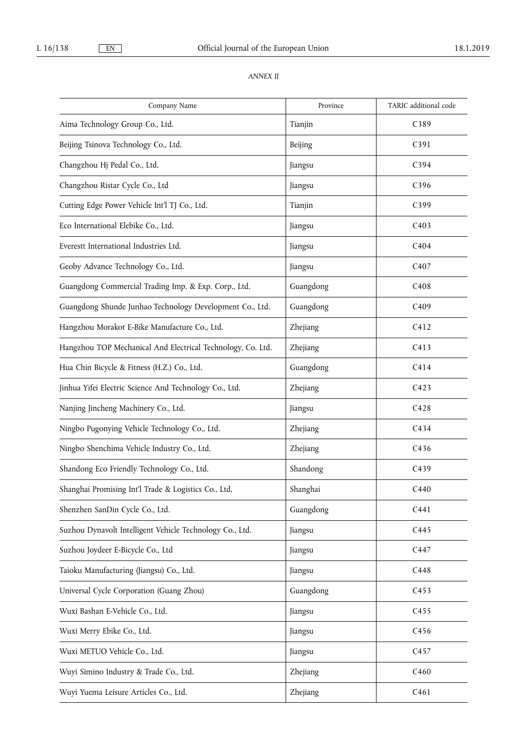*ANNEX II*

| Company Name | Province | TARIC additional code |
|---|---|---|
| Aima Technology Group Co., Ltd. | Tianjin | C389 |
| Beijing Tsinova Technology Co., Ltd. | Beijing | C391 |
| Changzhou Hj Pedal Co., Ltd. | Jiangsu | C394 |
| Changzhou Ristar Cycle Co., Ltd | Jiangsu | C396 |
| Cutting Edge Power Vehicle Int'l TJ Co., Ltd. | Tianjin | C399 |
| Eco International Elebike Co., Ltd. | Jiangsu | C403 |
| Everestt International Industries Ltd. | Jiangsu | C404 |
| Geoby Advance Technology Co., Ltd. | Jiangsu | C407 |
| Guangdong Commercial Trading Imp. & Exp. Corp., Ltd. | Guangdong | C408 |
| Guangdong Shunde Junhao Technology Development Co., Ltd. | Guangdong | C409 |
| Hangzhou Morakot E-Bike Manufacture Co., Ltd. | Zhejiang | C412 |
| Hangzhou TOP Mechanical And Electrical Technology, Co. Ltd. | Zhejiang | C413 |
| Hua Chin Bicycle & Fitness (H.Z.) Co., Ltd. | Guangdong | C414 |
| Jinhua Yifei Electric Science And Technology Co., Ltd. | Zhejiang | C423 |
| Nanjing Jincheng Machinery Co., Ltd. | Jiangsu | C428 |
| Ningbo Pugonying Vehicle Technology Co., Ltd. | Zhejiang | C434 |
| Ningbo Shenchima Vehicle Industry Co., Ltd. | Zhejiang | C436 |
| Shandong Eco Friendly Technology Co., Ltd. | Shandong | C439 |
| Shanghai Promising Int'l Trade & Logistics Co., Ltd. | Shanghai | C440 |
| Shenzhen SanDin Cycle Co., Ltd. | Guangdong | C441 |
| Suzhou Dynavolt Intelligent Vehicle Technology Co., Ltd. | Jiangsu | C445 |
| Suzhou Joydeer E-Bicycle Co., Ltd | Jiangsu | C447 |
| Taioku Manufacturing (Jiangsu) Co., Ltd. | Jiangsu | C448 |
| Universal Cycle Corporation (Guang Zhou) | Guangdong | C453 |
| Wuxi Bashan E-Vehicle Co., Ltd. | Jiangsu | C455 |
| Wuxi Merry Ebike Co., Ltd. | Jiangsu | C456 |
| Wuxi METUO Vehicle Co., Ltd. | Jiangsu | C457 |
| Wuyi Simino Industry & Trade Co., Ltd. | Zhejiang | C460 |
| Wuyi Yuema Leisure Articles Co., Ltd. | Zhejiang | C461 |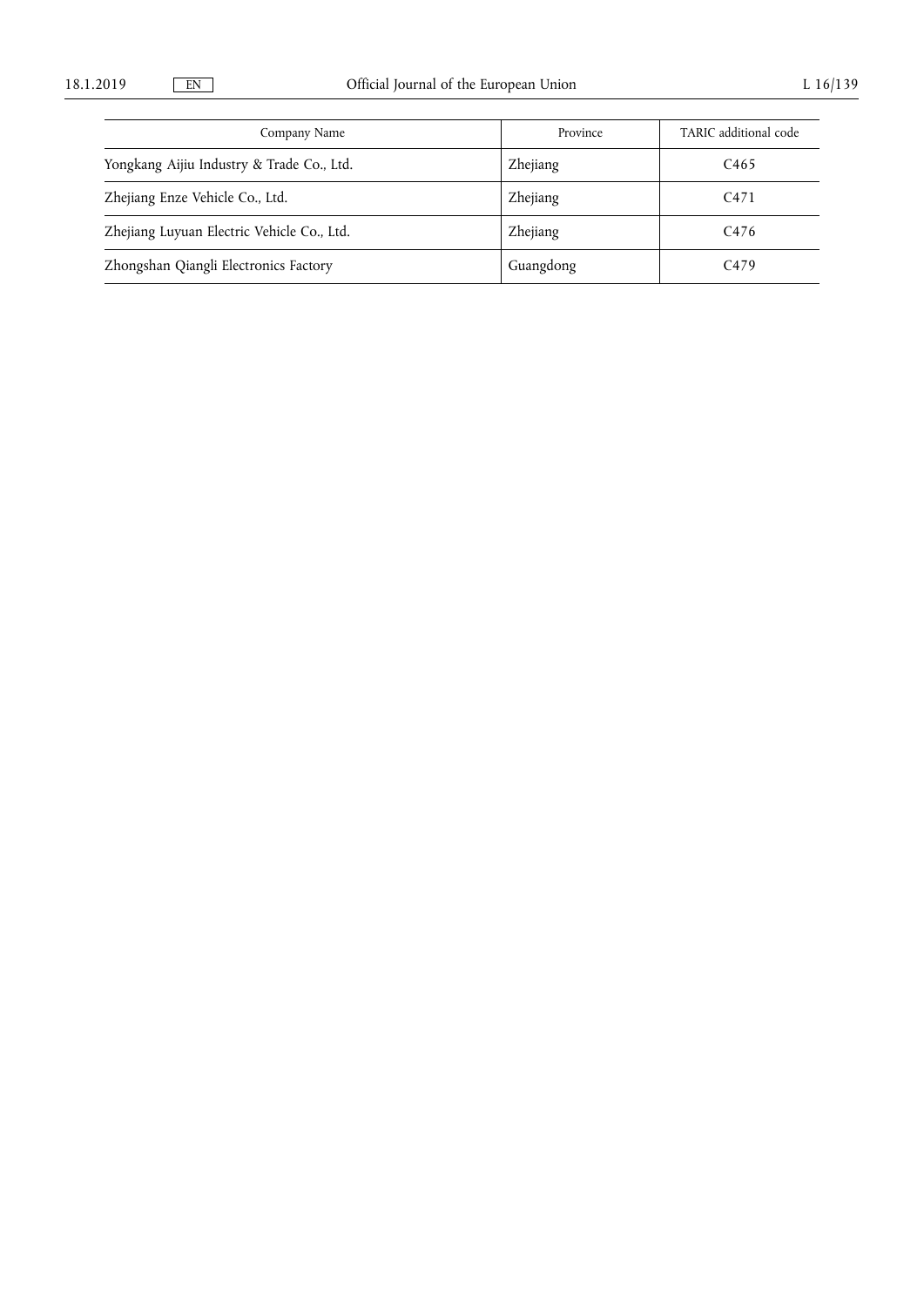| Company Name | Province | TARIC additional code |
| --- | --- | --- |
| Yongkang Aijiu Industry & Trade Co., Ltd. | Zhejiang | C465 |
| Zhejiang Enze Vehicle Co., Ltd. | Zhejiang | C471 |
| Zhejiang Luyuan Electric Vehicle Co., Ltd. | Zhejiang | C476 |
| Zhongshan Qiangli Electronics Factory | Guangdong | C479 |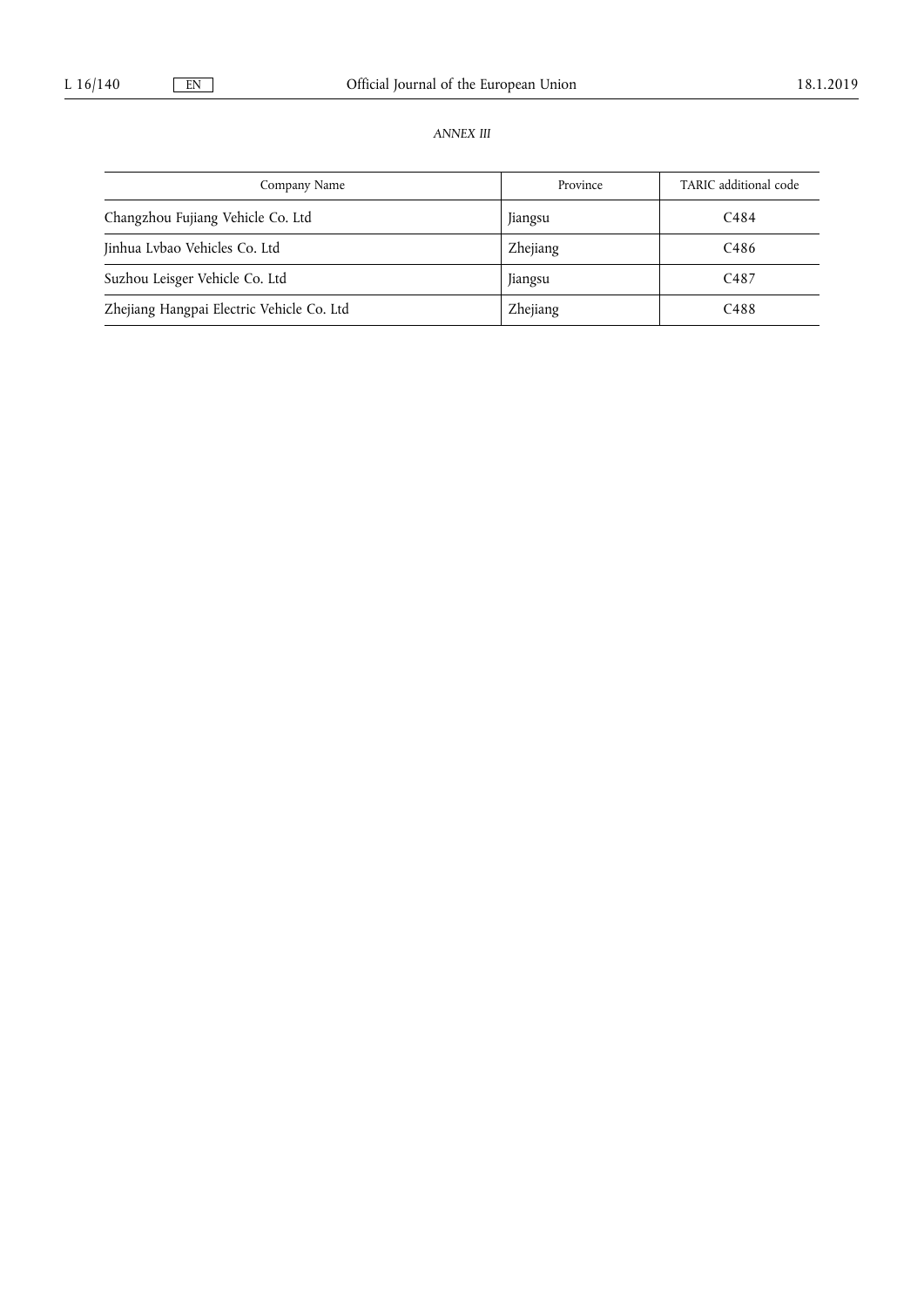*ANNEX III*

| Company Name | Province | TARIC additional code |
|---|---|---|
| Changzhou Fujiang Vehicle Co. Ltd | Jiangsu | C484 |
| Jinhua Lvbao Vehicles Co. Ltd | Zhejiang | C486 |
| Suzhou Leisger Vehicle Co. Ltd | Jiangsu | C487 |
| Zhejiang Hangpai Electric Vehicle Co. Ltd | Zhejiang | C488 |